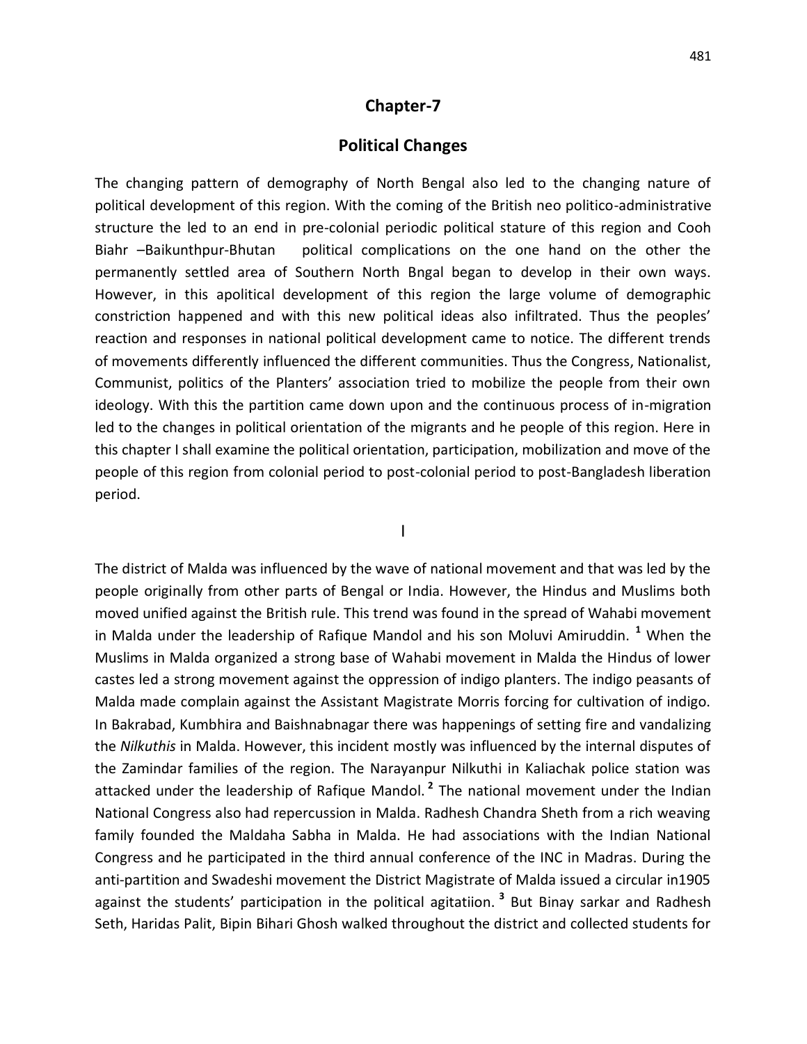# Chapter-7

## Political Changes

The changing pattern of demography of North Bengal also led to the changing nature of political development of this region. With the coming of the British neo politico-administrative structure the led to an end in pre-colonial periodic political stature of this region and Cooh Biahr –Baikunthpur-Bhutan political complications on the one hand on the other the permanently settled area of Southern North Bngal began to develop in their own ways. However, in this apolitical development of this region the large volume of demographic constriction happened and with this new political ideas also infiltrated. Thus the peoples' reaction and responses in national political development came to notice. The different trends of movements differently influenced the different communities. Thus the Congress, Nationalist, Communist, politics of the Planters' association tried to mobilize the people from their own ideology. With this the partition came down upon and the continuous process of in-migration led to the changes in political orientation of the migrants and he people of this region. Here in this chapter I shall examine the political orientation, participation, mobilization and move of the people of this region from colonial period to post-colonial period to post-Bangladesh liberation period.

I

The district of Malda was influenced by the wave of national movement and that was led by the people originally from other parts of Bengal or India. However, the Hindus and Muslims both moved unified against the British rule. This trend was found in the spread of Wahabi movement in Malda under the leadership of Rafique Mandol and his son Moluvi Amiruddin. [1] When the Muslims in Malda organized a strong base of Wahabi movement in Malda the Hindus of lower castes led a strong movement against the oppression of indigo planters. The indigo peasants of Malda made complain against the Assistant Magistrate Morris forcing for cultivation of indigo. In Bakrabad, Kumbhira and Baishnabnagar there was happenings of setting fire and vandalizing the *Nilkuthis* in Malda. However, this incident mostly was influenced by the internal disputes of the Zamindar families of the region. The Narayanpur Nilkuthi in Kaliachak police station was attacked under the leadership of Rafique Mandol. [2] The national movement under the Indian National Congress also had repercussion in Malda. Radhesh Chandra Sheth from a rich weaving family founded the Maldaha Sabha in Malda. He had associations with the Indian National Congress and he participated in the third annual conference of the INC in Madras. During the anti-partition and Swadeshi movement the District Magistrate of Malda issued a circular in1905 against the students' participation in the political agitatiion. [3] But Binay sarkar and Radhesh Seth, Haridas Palit, Bipin Bihari Ghosh walked throughout the district and collected students for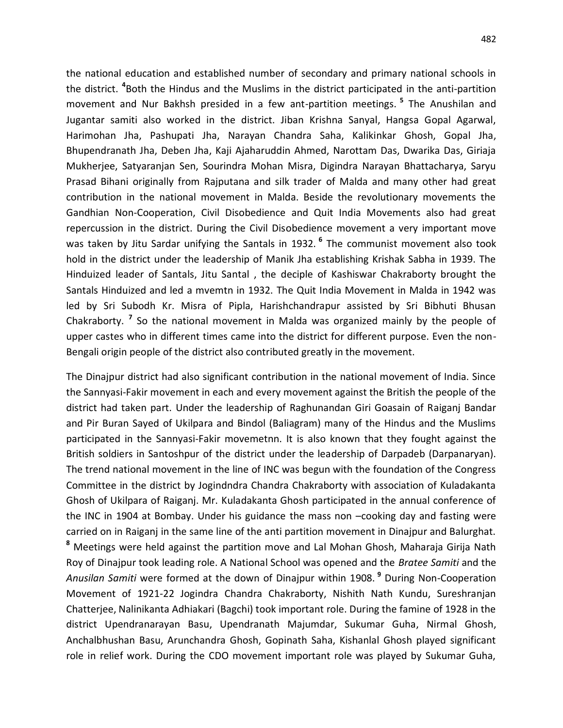the national education and established number of secondary and primary national schools in the district. [4]Both the Hindus and the Muslims in the district participated in the anti-partition movement and Nur Bakhsh presided in a few ant-partition meetings. [5] The Anushilan and Jugantar samiti also worked in the district. Jiban Krishna Sanyal, Hangsa Gopal Agarwal, Harimohan Jha, Pashupati Jha, Narayan Chandra Saha, Kalikinkar Ghosh, Gopal Jha, Bhupendranath Jha, Deben Jha, Kaji Ajaharuddin Ahmed, Narottam Das, Dwarika Das, Giriaja Mukherjee, Satyaranjan Sen, Sourindra Mohan Misra, Digindra Narayan Bhattacharya, Saryu Prasad Bihani originally from Rajputana and silk trader of Malda and many other had great contribution in the national movement in Malda. Beside the revolutionary movements the Gandhian Non-Cooperation, Civil Disobedience and Quit India Movements also had great repercussion in the district. During the Civil Disobedience movement a very important move was taken by Jitu Sardar unifying the Santals in 1932. [6] The communist movement also took hold in the district under the leadership of Manik Jha establishing Krishak Sabha in 1939. The Hinduized leader of Santals, Jitu Santal , the deciple of Kashiswar Chakraborty brought the Santals Hinduized and led a mvemtn in 1932. The Quit India Movement in Malda in 1942 was led by Sri Subodh Kr. Misra of Pipla, Harishchandrapur assisted by Sri Bibhuti Bhusan Chakraborty. [7] So the national movement in Malda was organized mainly by the people of upper castes who in different times came into the district for different purpose. Even the non-Bengali origin people of the district also contributed greatly in the movement.

The Dinajpur district had also significant contribution in the national movement of India. Since the Sannyasi-Fakir movement in each and every movement against the British the people of the district had taken part. Under the leadership of Raghunandan Giri Goasain of Raiganj Bandar and Pir Buran Sayed of Ukilpara and Bindol (Baliagram) many of the Hindus and the Muslims participated in the Sannyasi-Fakir movemetnn. It is also known that they fought against the British soldiers in Santoshpur of the district under the leadership of Darpadeb (Darpanaryan). The trend national movement in the line of INC was begun with the foundation of the Congress Committee in the district by Jogindndra Chandra Chakraborty with association of Kuladakanta Ghosh of Ukilpara of Raiganj. Mr. Kuladakanta Ghosh participated in the annual conference of the INC in 1904 at Bombay. Under his guidance the mass non –cooking day and fasting were carried on in Raiganj in the same line of the anti partition movement in Dinajpur and Balurghat. [8] Meetings were held against the partition move and Lal Mohan Ghosh, Maharaja Girija Nath Roy of Dinajpur took leading role. A National School was opened and the *Bratee Samiti* and the *Anusilan Samiti* were formed at the down of Dinajpur within 1908. [9] During Non-Cooperation Movement of 1921-22 Jogindra Chandra Chakraborty, Nishith Nath Kundu, Sureshranjan Chatterjee, Nalinikanta Adhiakari (Bagchi) took important role. During the famine of 1928 in the district Upendranarayan Basu, Upendranath Majumdar, Sukumar Guha, Nirmal Ghosh, Anchalbhushan Basu, Arunchandra Ghosh, Gopinath Saha, Kishanlal Ghosh played significant role in relief work. During the CDO movement important role was played by Sukumar Guha,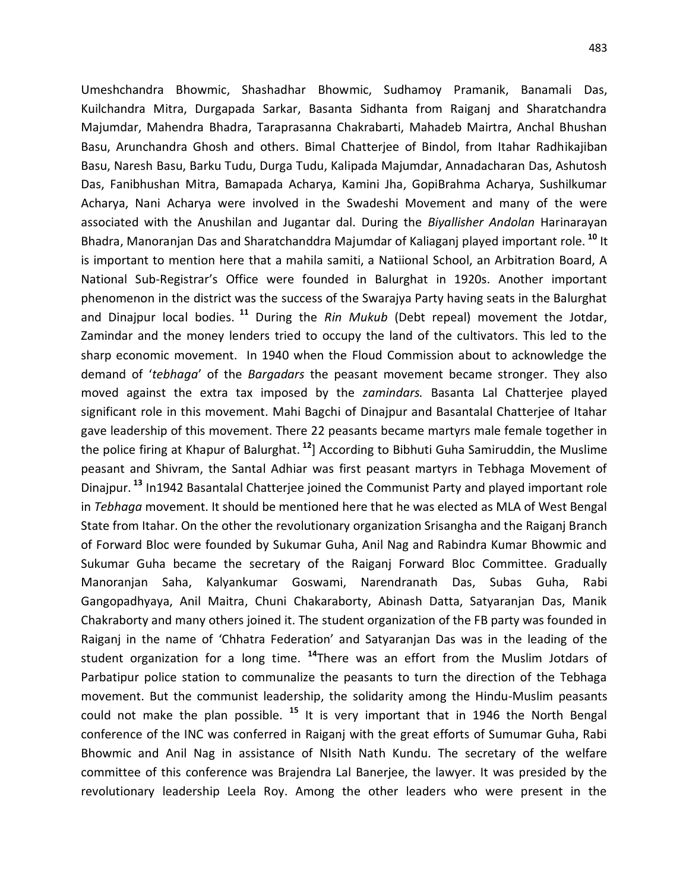Umeshchandra Bhowmic, Shashadhar Bhowmic, Sudhamoy Pramanik, Banamali Das, Kuilchandra Mitra, Durgapada Sarkar, Basanta Sidhanta from Raiganj and Sharatchandra Majumdar, Mahendra Bhadra, Taraprasanna Chakrabarti, Mahadeb Mairtra, Anchal Bhushan Basu, Arunchandra Ghosh and others. Bimal Chatterjee of Bindol, from Itahar Radhikajiban Basu, Naresh Basu, Barku Tudu, Durga Tudu, Kalipada Majumdar, Annadacharan Das, Ashutosh Das, Fanibhushan Mitra, Bamapada Acharya, Kamini Jha, GopiBrahma Acharya, Sushilkumar Acharya, Nani Acharya were involved in the Swadeshi Movement and many of the were associated with the Anushilan and Jugantar dal. During the *Biyallisher Andolan* Harinarayan Bhadra, Manoranjan Das and Sharatchanddra Majumdar of Kaliaganj played important role.[10] It is important to mention here that a mahila samiti, a Natiional School, an Arbitration Board, A National Sub-Registrar's Office were founded in Balurghat in 1920s. Another important phenomenon in the district was the success of the Swarajya Party having seats in the Balurghat and Dinajpur local bodies.[11] During the *Rin Mukub* (Debt repeal) movement the Jotdar, Zamindar and the money lenders tried to occupy the land of the cultivators. This led to the sharp economic movement. In 1940 when the Floud Commission about to acknowledge the demand of '*tebhaga*' of the *Bargadars* the peasant movement became stronger. They also moved against the extra tax imposed by the *zamindars.* Basanta Lal Chatterjee played significant role in this movement. Mahi Bagchi of Dinajpur and Basantalal Chatterjee of Itahar gave leadership of this movement. There 22 peasants became martyrs male female together in the police firing at Khapur of Balurghat.[12]] According to Bibhuti Guha Samiruddin, the Muslime peasant and Shivram, the Santal Adhiar was first peasant martyrs in Tebhaga Movement of Dinajpur.[13] In1942 Basantalal Chatterjee joined the Communist Party and played important role in *Tebhaga* movement. It should be mentioned here that he was elected as MLA of West Bengal State from Itahar. On the other the revolutionary organization Srisangha and the Raiganj Branch of Forward Bloc were founded by Sukumar Guha, Anil Nag and Rabindra Kumar Bhowmic and Sukumar Guha became the secretary of the Raiganj Forward Bloc Committee. Gradually Manoranjan Saha, Kalyankumar Goswami, Narendranath Das, Subas Guha, Rabi Gangopadhyaya, Anil Maitra, Chuni Chakaraborty, Abinash Datta, Satyaranjan Das, Manik Chakraborty and many others joined it. The student organization of the FB party was founded in Raiganj in the name of 'Chhatra Federation' and Satyaranjan Das was in the leading of the student organization for a long time.[14]There was an effort from the Muslim Jotdars of Parbatipur police station to communalize the peasants to turn the direction of the Tebhaga movement. But the communist leadership, the solidarity among the Hindu-Muslim peasants could not make the plan possible.[15] It is very important that in 1946 the North Bengal conference of the INC was conferred in Raiganj with the great efforts of Sumumar Guha, Rabi Bhowmic and Anil Nag in assistance of NIsith Nath Kundu. The secretary of the welfare committee of this conference was Brajendra Lal Banerjee, the lawyer. It was presided by the revolutionary leadership Leela Roy. Among the other leaders who were present in the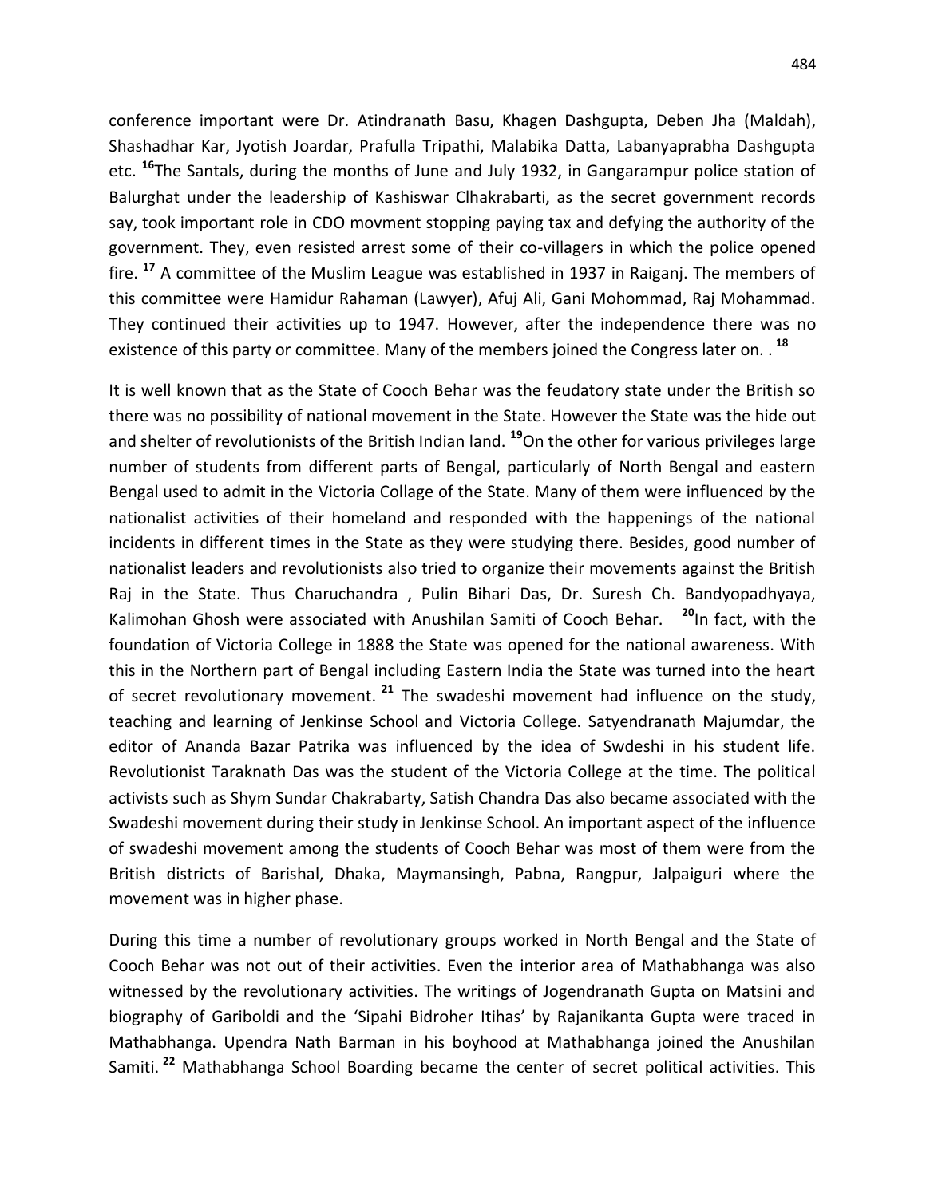conference important were Dr. Atindranath Basu, Khagen Dashgupta, Deben Jha (Maldah), Shashadhar Kar, Jyotish Joardar, Prafulla Tripathi, Malabika Datta, Labanyaprabha Dashgupta etc. [16]The Santals, during the months of June and July 1932, in Gangarampur police station of Balurghat under the leadership of Kashiswar Clhakrabarti, as the secret government records say, took important role in CDO movment stopping paying tax and defying the authority of the government. They, even resisted arrest some of their co-villagers in which the police opened fire. [17] A committee of the Muslim League was established in 1937 in Raiganj. The members of this committee were Hamidur Rahaman (Lawyer), Afuj Ali, Gani Mohommad, Raj Mohammad. They continued their activities up to 1947. However, after the independence there was no existence of this party or committee. Many of the members joined the Congress later on. . [18]

It is well known that as the State of Cooch Behar was the feudatory state under the British so there was no possibility of national movement in the State. However the State was the hide out and shelter of revolutionists of the British Indian land. [19]On the other for various privileges large number of students from different parts of Bengal, particularly of North Bengal and eastern Bengal used to admit in the Victoria Collage of the State. Many of them were influenced by the nationalist activities of their homeland and responded with the happenings of the national incidents in different times in the State as they were studying there. Besides, good number of nationalist leaders and revolutionists also tried to organize their movements against the British Raj in the State. Thus Charuchandra , Pulin Bihari Das, Dr. Suresh Ch. Bandyopadhyaya, Kalimohan Ghosh were associated with Anushilan Samiti of Cooch Behar. [20]In fact, with the foundation of Victoria College in 1888 the State was opened for the national awareness. With this in the Northern part of Bengal including Eastern India the State was turned into the heart of secret revolutionary movement. [21] The swadeshi movement had influence on the study, teaching and learning of Jenkinse School and Victoria College. Satyendranath Majumdar, the editor of Ananda Bazar Patrika was influenced by the idea of Swdeshi in his student life. Revolutionist Taraknath Das was the student of the Victoria College at the time. The political activists such as Shym Sundar Chakrabarty, Satish Chandra Das also became associated with the Swadeshi movement during their study in Jenkinse School. An important aspect of the influence of swadeshi movement among the students of Cooch Behar was most of them were from the British districts of Barishal, Dhaka, Maymansingh, Pabna, Rangpur, Jalpaiguri where the movement was in higher phase.

During this time a number of revolutionary groups worked in North Bengal and the State of Cooch Behar was not out of their activities. Even the interior area of Mathabhanga was also witnessed by the revolutionary activities. The writings of Jogendranath Gupta on Matsini and biography of Gariboldi and the 'Sipahi Bidroher Itihas' by Rajanikanta Gupta were traced in Mathabhanga. Upendra Nath Barman in his boyhood at Mathabhanga joined the Anushilan Samiti. [22] Mathabhanga School Boarding became the center of secret political activities. This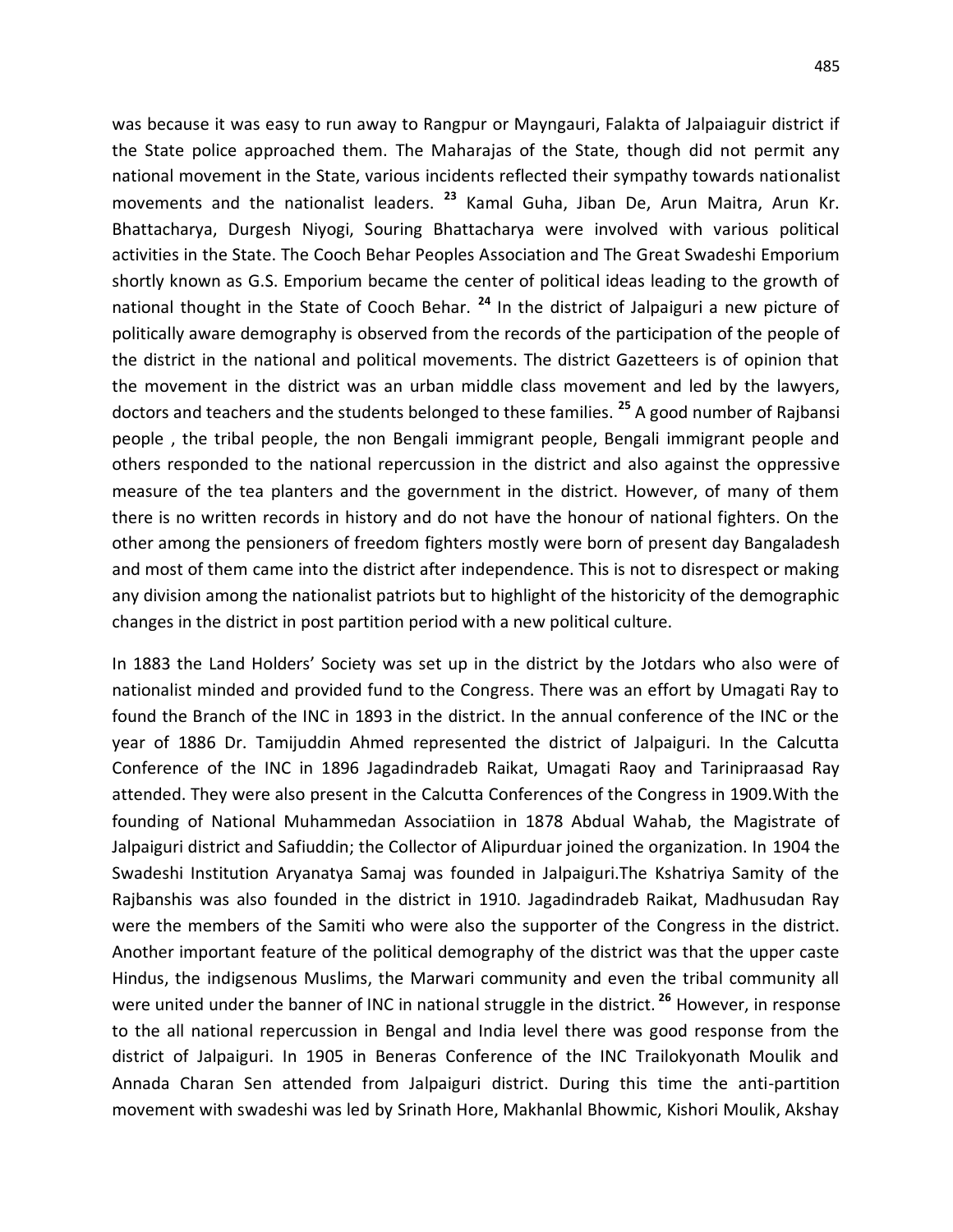was because it was easy to run away to Rangpur or Mayngauri, Falakta of Jalpaiaguir district if the State police approached them. The Maharajas of the State, though did not permit any national movement in the State, various incidents reflected their sympathy towards nationalist movements and the nationalist leaders. [23] Kamal Guha, Jiban De, Arun Maitra, Arun Kr. Bhattacharya, Durgesh Niyogi, Souring Bhattacharya were involved with various political activities in the State. The Cooch Behar Peoples Association and The Great Swadeshi Emporium shortly known as G.S. Emporium became the center of political ideas leading to the growth of national thought in the State of Cooch Behar. [24] In the district of Jalpaiguri a new picture of politically aware demography is observed from the records of the participation of the people of the district in the national and political movements. The district Gazetteers is of opinion that the movement in the district was an urban middle class movement and led by the lawyers, doctors and teachers and the students belonged to these families. [25] A good number of Rajbansi people , the tribal people, the non Bengali immigrant people, Bengali immigrant people and others responded to the national repercussion in the district and also against the oppressive measure of the tea planters and the government in the district. However, of many of them there is no written records in history and do not have the honour of national fighters. On the other among the pensioners of freedom fighters mostly were born of present day Bangaladesh and most of them came into the district after independence. This is not to disrespect or making any division among the nationalist patriots but to highlight of the historicity of the demographic changes in the district in post partition period with a new political culture.

In 1883 the Land Holders' Society was set up in the district by the Jotdars who also were of nationalist minded and provided fund to the Congress. There was an effort by Umagati Ray to found the Branch of the INC in 1893 in the district. In the annual conference of the INC or the year of 1886 Dr. Tamijuddin Ahmed represented the district of Jalpaiguri. In the Calcutta Conference of the INC in 1896 Jagadindradeb Raikat, Umagati Raoy and Tarinipraasad Ray attended. They were also present in the Calcutta Conferences of the Congress in 1909.With the founding of National Muhammedan Associatiion in 1878 Abdual Wahab, the Magistrate of Jalpaiguri district and Safiuddin; the Collector of Alipurduar joined the organization. In 1904 the Swadeshi Institution Aryanatya Samaj was founded in Jalpaiguri.The Kshatriya Samity of the Rajbanshis was also founded in the district in 1910. Jagadindradeb Raikat, Madhusudan Ray were the members of the Samiti who were also the supporter of the Congress in the district. Another important feature of the political demography of the district was that the upper caste Hindus, the indigsenous Muslims, the Marwari community and even the tribal community all were united under the banner of INC in national struggle in the district. [26] However, in response to the all national repercussion in Bengal and India level there was good response from the district of Jalpaiguri. In 1905 in Beneras Conference of the INC Trailokyonath Moulik and Annada Charan Sen attended from Jalpaiguri district. During this time the anti-partition movement with swadeshi was led by Srinath Hore, Makhanlal Bhowmic, Kishori Moulik, Akshay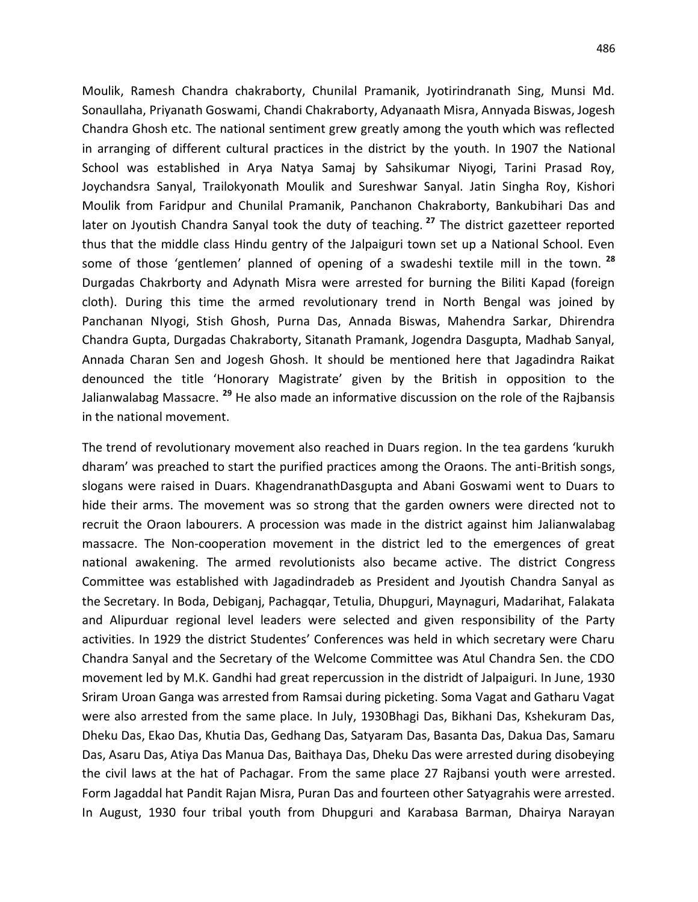Moulik, Ramesh Chandra chakraborty, Chunilal Pramanik, Jyotirindranath Sing, Munsi Md. Sonaullaha, Priyanath Goswami, Chandi Chakraborty, Adyanaath Misra, Annyada Biswas, Jogesh Chandra Ghosh etc. The national sentiment grew greatly among the youth which was reflected in arranging of different cultural practices in the district by the youth. In 1907 the National School was established in Arya Natya Samaj by Sahsikumar Niyogi, Tarini Prasad Roy, Joychandsra Sanyal, Trailokyonath Moulik and Sureshwar Sanyal. Jatin Singha Roy, Kishori Moulik from Faridpur and Chunilal Pramanik, Panchanon Chakraborty, Bankubihari Das and later on Jyoutish Chandra Sanyal took the duty of teaching. [27] The district gazetteer reported thus that the middle class Hindu gentry of the Jalpaiguri town set up a National School. Even some of those 'gentlemen' planned of opening of a swadeshi textile mill in the town. [28] Durgadas Chakrborty and Adynath Misra were arrested for burning the Biliti Kapad (foreign cloth). During this time the armed revolutionary trend in North Bengal was joined by Panchanan NIyogi, Stish Ghosh, Purna Das, Annada Biswas, Mahendra Sarkar, Dhirendra Chandra Gupta, Durgadas Chakraborty, Sitanath Pramank, Jogendra Dasgupta, Madhab Sanyal, Annada Charan Sen and Jogesh Ghosh. It should be mentioned here that Jagadindra Raikat denounced the title 'Honorary Magistrate' given by the British in opposition to the Jalianwalabag Massacre. [29] He also made an informative discussion on the role of the Rajbansis in the national movement.

The trend of revolutionary movement also reached in Duars region. In the tea gardens 'kurukh dharam' was preached to start the purified practices among the Oraons. The anti-British songs, slogans were raised in Duars. KhagendranathDasgupta and Abani Goswami went to Duars to hide their arms. The movement was so strong that the garden owners were directed not to recruit the Oraon labourers. A procession was made in the district against him Jalianwalabag massacre. The Non-cooperation movement in the district led to the emergences of great national awakening. The armed revolutionists also became active. The district Congress Committee was established with Jagadindradeb as President and Jyoutish Chandra Sanyal as the Secretary. In Boda, Debiganj, Pachagqar, Tetulia, Dhupguri, Maynaguri, Madarihat, Falakata and Alipurduar regional level leaders were selected and given responsibility of the Party activities. In 1929 the district Studentes' Conferences was held in which secretary were Charu Chandra Sanyal and the Secretary of the Welcome Committee was Atul Chandra Sen. the CDO movement led by M.K. Gandhi had great repercussion in the distridt of Jalpaiguri. In June, 1930 Sriram Uroan Ganga was arrested from Ramsai during picketing. Soma Vagat and Gatharu Vagat were also arrested from the same place. In July, 1930Bhagi Das, Bikhani Das, Kshekuram Das, Dheku Das, Ekao Das, Khutia Das, Gedhang Das, Satyaram Das, Basanta Das, Dakua Das, Samaru Das, Asaru Das, Atiya Das Manua Das, Baithaya Das, Dheku Das were arrested during disobeying the civil laws at the hat of Pachagar. From the same place 27 Rajbansi youth were arrested. Form Jagaddal hat Pandit Rajan Misra, Puran Das and fourteen other Satyagrahis were arrested. In August, 1930 four tribal youth from Dhupguri and Karabasa Barman, Dhairya Narayan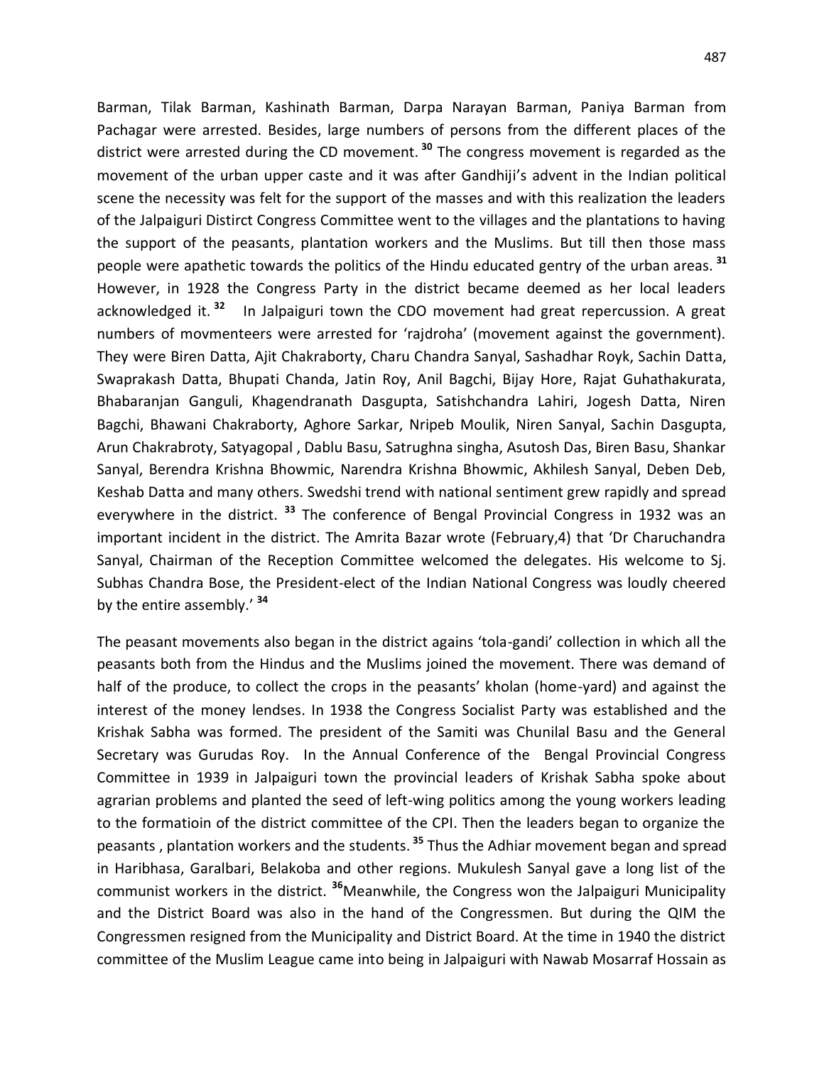Barman, Tilak Barman, Kashinath Barman, Darpa Narayan Barman, Paniya Barman from Pachagar were arrested. Besides, large numbers of persons from the different places of the district were arrested during the CD movement. [30] The congress movement is regarded as the movement of the urban upper caste and it was after Gandhiji's advent in the Indian political scene the necessity was felt for the support of the masses and with this realization the leaders of the Jalpaiguri Distirct Congress Committee went to the villages and the plantations to having the support of the peasants, plantation workers and the Muslims. But till then those mass people were apathetic towards the politics of the Hindu educated gentry of the urban areas. [31] However, in 1928 the Congress Party in the district became deemed as her local leaders acknowledged it. [32] In Jalpaiguri town the CDO movement had great repercussion. A great numbers of movmenteers were arrested for 'rajdroha' (movement against the government). They were Biren Datta, Ajit Chakraborty, Charu Chandra Sanyal, Sashadhar Royk, Sachin Datta, Swaprakash Datta, Bhupati Chanda, Jatin Roy, Anil Bagchi, Bijay Hore, Rajat Guhathakurata, Bhabaranjan Ganguli, Khagendranath Dasgupta, Satishchandra Lahiri, Jogesh Datta, Niren Bagchi, Bhawani Chakraborty, Aghore Sarkar, Nripeb Moulik, Niren Sanyal, Sachin Dasgupta, Arun Chakrabroty, Satyagopal , Dablu Basu, Satrughna singha, Asutosh Das, Biren Basu, Shankar Sanyal, Berendra Krishna Bhowmic, Narendra Krishna Bhowmic, Akhilesh Sanyal, Deben Deb, Keshab Datta and many others. Swedshi trend with national sentiment grew rapidly and spread everywhere in the district. [33] The conference of Bengal Provincial Congress in 1932 was an important incident in the district. The Amrita Bazar wrote (February,4) that 'Dr Charuchandra Sanyal, Chairman of the Reception Committee welcomed the delegates. His welcome to Sj. Subhas Chandra Bose, the President-elect of the Indian National Congress was loudly cheered by the entire assembly.' [34]

The peasant movements also began in the district agains 'tola-gandi' collection in which all the peasants both from the Hindus and the Muslims joined the movement. There was demand of half of the produce, to collect the crops in the peasants' kholan (home-yard) and against the interest of the money lendses. In 1938 the Congress Socialist Party was established and the Krishak Sabha was formed. The president of the Samiti was Chunilal Basu and the General Secretary was Gurudas Roy. In the Annual Conference of the Bengal Provincial Congress Committee in 1939 in Jalpaiguri town the provincial leaders of Krishak Sabha spoke about agrarian problems and planted the seed of left-wing politics among the young workers leading to the formatioin of the district committee of the CPI. Then the leaders began to organize the peasants , plantation workers and the students. [35] Thus the Adhiar movement began and spread in Haribhasa, Garalbari, Belakoba and other regions. Mukulesh Sanyal gave a long list of the communist workers in the district. [36]Meanwhile, the Congress won the Jalpaiguri Municipality and the District Board was also in the hand of the Congressmen. But during the QIM the Congressmen resigned from the Municipality and District Board. At the time in 1940 the district committee of the Muslim League came into being in Jalpaiguri with Nawab Mosarraf Hossain as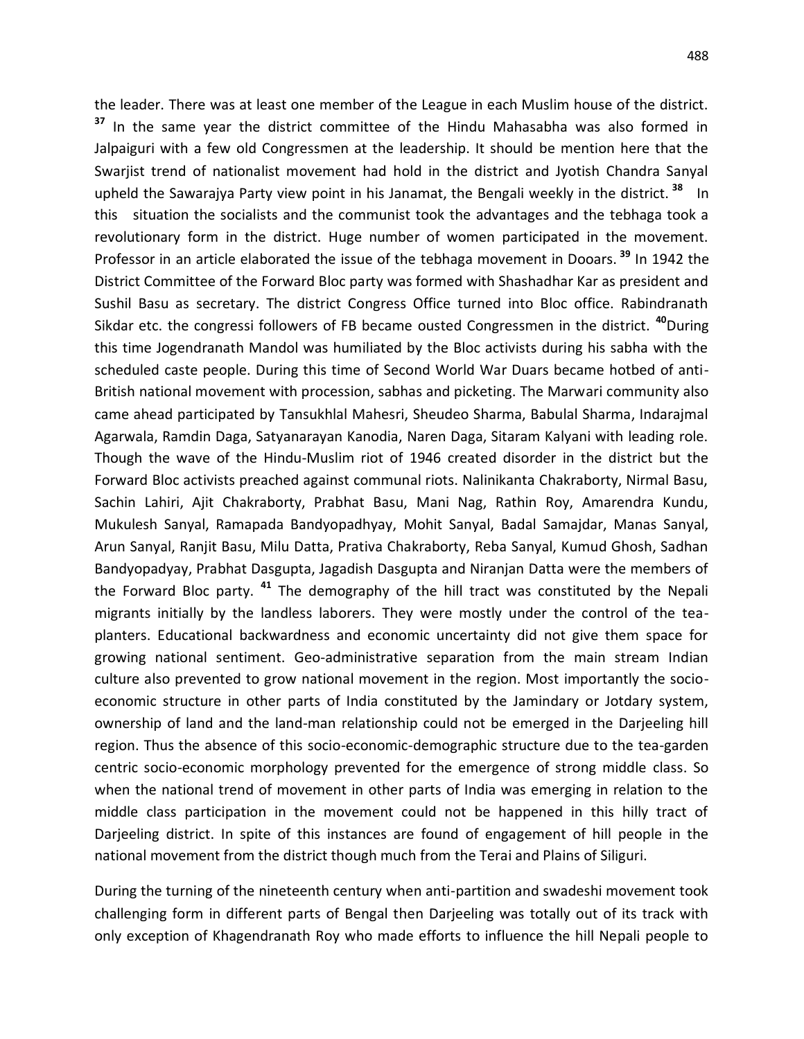the leader. There was at least one member of the League in each Muslim house of the district. [37] In the same year the district committee of the Hindu Mahasabha was also formed in Jalpaiguri with a few old Congressmen at the leadership. It should be mention here that the Swarjist trend of nationalist movement had hold in the district and Jyotish Chandra Sanyal upheld the Sawarajya Party view point in his Janamat, the Bengali weekly in the district. [38] In this situation the socialists and the communist took the advantages and the tebhaga took a revolutionary form in the district. Huge number of women participated in the movement. Professor in an article elaborated the issue of the tebhaga movement in Dooars. [39] In 1942 the District Committee of the Forward Bloc party was formed with Shashadhar Kar as president and Sushil Basu as secretary. The district Congress Office turned into Bloc office. Rabindranath Sikdar etc. the congressi followers of FB became ousted Congressmen in the district. [40]During this time Jogendranath Mandol was humiliated by the Bloc activists during his sabha with the scheduled caste people. During this time of Second World War Duars became hotbed of anti-British national movement with procession, sabhas and picketing. The Marwari community also came ahead participated by Tansukhlal Mahesri, Sheudeo Sharma, Babulal Sharma, Indarajmal Agarwala, Ramdin Daga, Satyanarayan Kanodia, Naren Daga, Sitaram Kalyani with leading role. Though the wave of the Hindu-Muslim riot of 1946 created disorder in the district but the Forward Bloc activists preached against communal riots. Nalinikanta Chakraborty, Nirmal Basu, Sachin Lahiri, Ajit Chakraborty, Prabhat Basu, Mani Nag, Rathin Roy, Amarendra Kundu, Mukulesh Sanyal, Ramapada Bandyopadhyay, Mohit Sanyal, Badal Samajdar, Manas Sanyal, Arun Sanyal, Ranjit Basu, Milu Datta, Prativa Chakraborty, Reba Sanyal, Kumud Ghosh, Sadhan Bandyopadyay, Prabhat Dasgupta, Jagadish Dasgupta and Niranjan Datta were the members of the Forward Bloc party. [41] The demography of the hill tract was constituted by the Nepali migrants initially by the landless laborers. They were mostly under the control of the tea-planters. Educational backwardness and economic uncertainty did not give them space for growing national sentiment. Geo-administrative separation from the main stream Indian culture also prevented to grow national movement in the region. Most importantly the socio-economic structure in other parts of India constituted by the Jamindary or Jotdary system, ownership of land and the land-man relationship could not be emerged in the Darjeeling hill region. Thus the absence of this socio-economic-demographic structure due to the tea-garden centric socio-economic morphology prevented for the emergence of strong middle class. So when the national trend of movement in other parts of India was emerging in relation to the middle class participation in the movement could not be happened in this hilly tract of Darjeeling district. In spite of this instances are found of engagement of hill people in the national movement from the district though much from the Terai and Plains of Siliguri.

During the turning of the nineteenth century when anti-partition and swadeshi movement took challenging form in different parts of Bengal then Darjeeling was totally out of its track with only exception of Khagendranath Roy who made efforts to influence the hill Nepali people to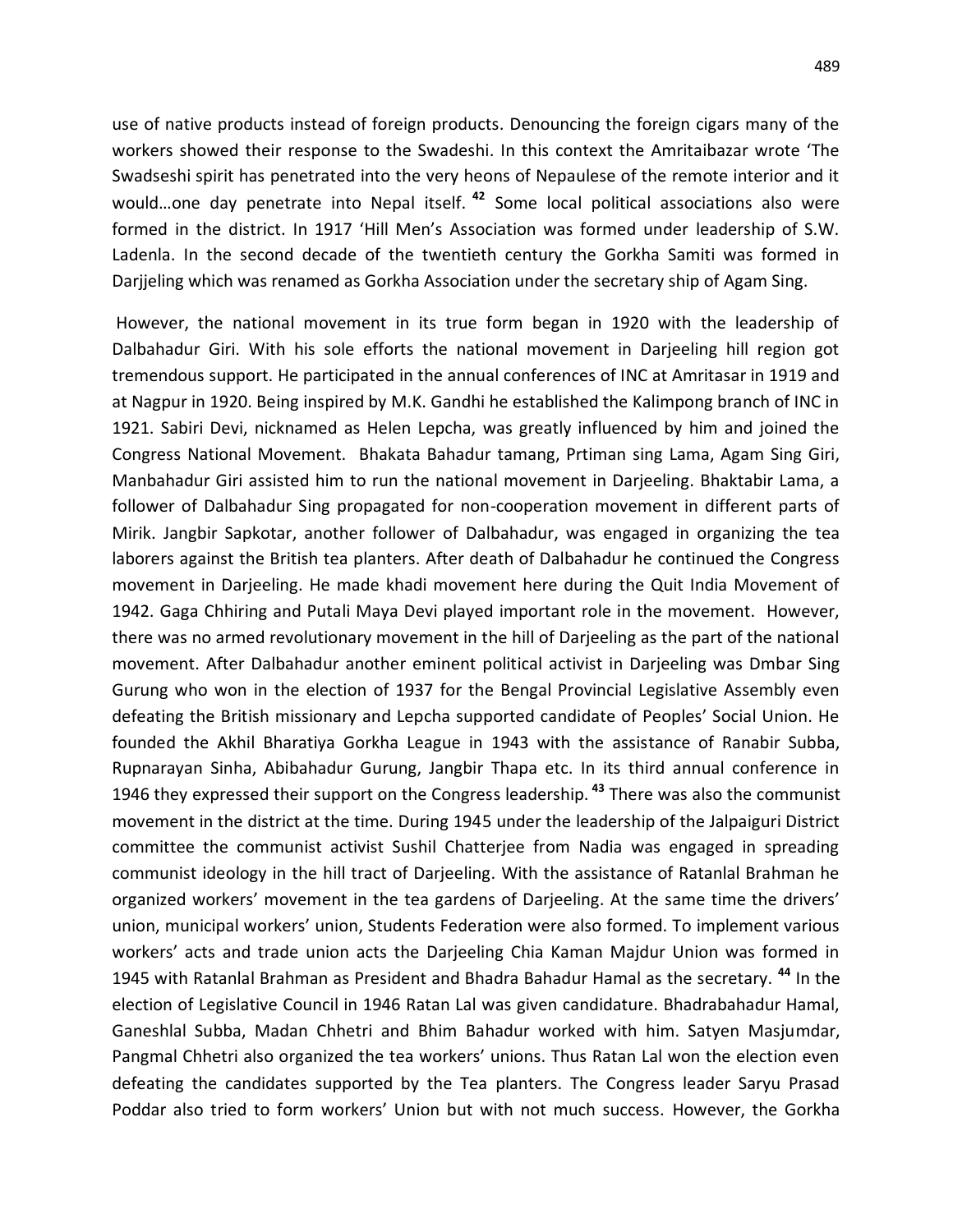use of native products instead of foreign products. Denouncing the foreign cigars many of the workers showed their response to the Swadeshi. In this context the Amritaibazar wrote 'The Swadseshi spirit has penetrated into the very heons of Nepaulese of the remote interior and it would…one day penetrate into Nepal itself.[42] Some local political associations also were formed in the district. In 1917 'Hill Men's Association was formed under leadership of S.W. Ladenla. In the second decade of the twentieth century the Gorkha Samiti was formed in Darjjeling which was renamed as Gorkha Association under the secretary ship of Agam Sing.

However, the national movement in its true form began in 1920 with the leadership of Dalbahadur Giri. With his sole efforts the national movement in Darjeeling hill region got tremendous support. He participated in the annual conferences of INC at Amritasar in 1919 and at Nagpur in 1920. Being inspired by M.K. Gandhi he established the Kalimpong branch of INC in 1921. Sabiri Devi, nicknamed as Helen Lepcha, was greatly influenced by him and joined the Congress National Movement. Bhakata Bahadur tamang, Prtiman sing Lama, Agam Sing Giri, Manbahadur Giri assisted him to run the national movement in Darjeeling. Bhaktabir Lama, a follower of Dalbahadur Sing propagated for non-cooperation movement in different parts of Mirik. Jangbir Sapkotar, another follower of Dalbahadur, was engaged in organizing the tea laborers against the British tea planters. After death of Dalbahadur he continued the Congress movement in Darjeeling. He made khadi movement here during the Quit India Movement of 1942. Gaga Chhiring and Putali Maya Devi played important role in the movement. However, there was no armed revolutionary movement in the hill of Darjeeling as the part of the national movement. After Dalbahadur another eminent political activist in Darjeeling was Dmbar Sing Gurung who won in the election of 1937 for the Bengal Provincial Legislative Assembly even defeating the British missionary and Lepcha supported candidate of Peoples' Social Union. He founded the Akhil Bharatiya Gorkha League in 1943 with the assistance of Ranabir Subba, Rupnarayan Sinha, Abibahadur Gurung, Jangbir Thapa etc. In its third annual conference in 1946 they expressed their support on the Congress leadership.[43] There was also the communist movement in the district at the time. During 1945 under the leadership of the Jalpaiguri District committee the communist activist Sushil Chatterjee from Nadia was engaged in spreading communist ideology in the hill tract of Darjeeling. With the assistance of Ratanlal Brahman he organized workers' movement in the tea gardens of Darjeeling. At the same time the drivers' union, municipal workers' union, Students Federation were also formed. To implement various workers' acts and trade union acts the Darjeeling Chia Kaman Majdur Union was formed in 1945 with Ratanlal Brahman as President and Bhadra Bahadur Hamal as the secretary.[44] In the election of Legislative Council in 1946 Ratan Lal was given candidature. Bhadrabahadur Hamal, Ganeshlal Subba, Madan Chhetri and Bhim Bahadur worked with him. Satyen Masjumdar, Pangmal Chhetri also organized the tea workers' unions. Thus Ratan Lal won the election even defeating the candidates supported by the Tea planters. The Congress leader Saryu Prasad Poddar also tried to form workers' Union but with not much success. However, the Gorkha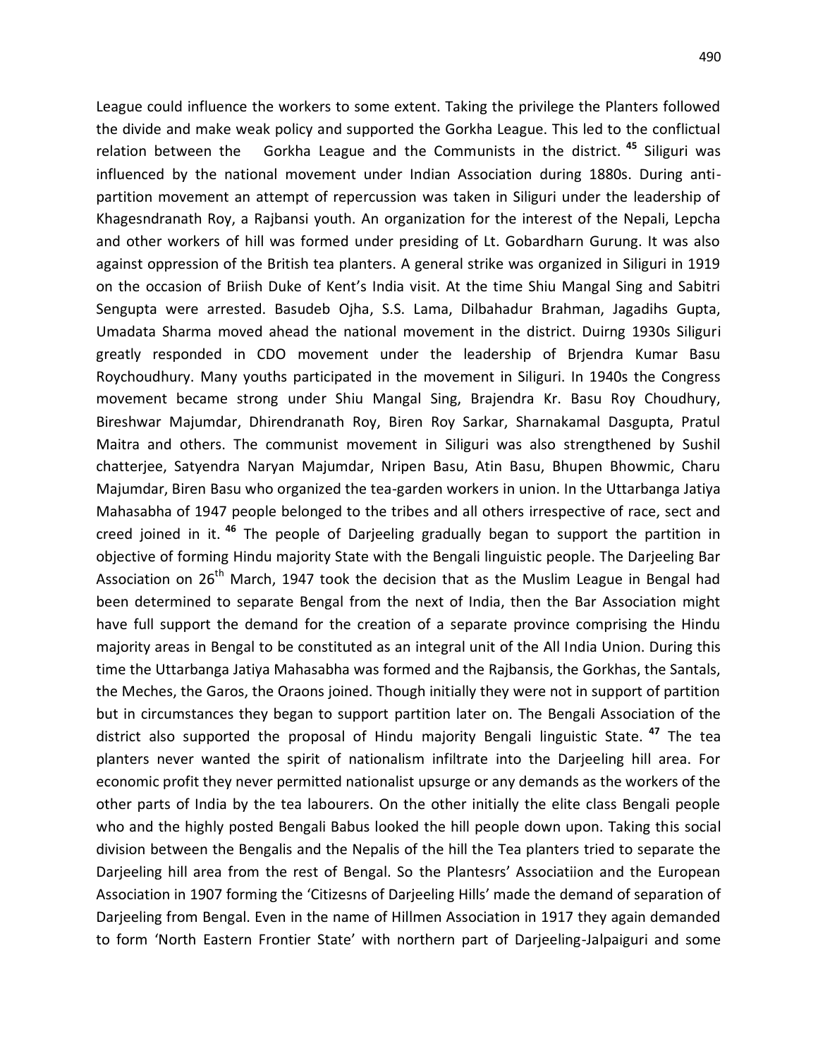League could influence the workers to some extent. Taking the privilege the Planters followed the divide and make weak policy and supported the Gorkha League. This led to the conflictual relation between the Gorkha League and the Communists in the district. [45] Siliguri was influenced by the national movement under Indian Association during 1880s. During anti-partition movement an attempt of repercussion was taken in Siliguri under the leadership of Khagesndranath Roy, a Rajbansi youth. An organization for the interest of the Nepali, Lepcha and other workers of hill was formed under presiding of Lt. Gobardharn Gurung. It was also against oppression of the British tea planters. A general strike was organized in Siliguri in 1919 on the occasion of Briish Duke of Kent's India visit. At the time Shiu Mangal Sing and Sabitri Sengupta were arrested. Basudeb Ojha, S.S. Lama, Dilbahadur Brahman, Jagadihs Gupta, Umadata Sharma moved ahead the national movement in the district. Duirng 1930s Siliguri greatly responded in CDO movement under the leadership of Brjendra Kumar Basu Roychoudhury. Many youths participated in the movement in Siliguri. In 1940s the Congress movement became strong under Shiu Mangal Sing, Brajendra Kr. Basu Roy Choudhury, Bireshwar Majumdar, Dhirendranath Roy, Biren Roy Sarkar, Sharnakamal Dasgupta, Pratul Maitra and others. The communist movement in Siliguri was also strengthened by Sushil chatterjee, Satyendra Naryan Majumdar, Nripen Basu, Atin Basu, Bhupen Bhowmic, Charu Majumdar, Biren Basu who organized the tea-garden workers in union. In the Uttarbanga Jatiya Mahasabha of 1947 people belonged to the tribes and all others irrespective of race, sect and creed joined in it. [46] The people of Darjeeling gradually began to support the partition in objective of forming Hindu majority State with the Bengali linguistic people. The Darjeeling Bar Association on 26th March, 1947 took the decision that as the Muslim League in Bengal had been determined to separate Bengal from the next of India, then the Bar Association might have full support the demand for the creation of a separate province comprising the Hindu majority areas in Bengal to be constituted as an integral unit of the All India Union. During this time the Uttarbanga Jatiya Mahasabha was formed and the Rajbansis, the Gorkhas, the Santals, the Meches, the Garos, the Oraons joined. Though initially they were not in support of partition but in circumstances they began to support partition later on. The Bengali Association of the district also supported the proposal of Hindu majority Bengali linguistic State. [47] The tea planters never wanted the spirit of nationalism infiltrate into the Darjeeling hill area. For economic profit they never permitted nationalist upsurge or any demands as the workers of the other parts of India by the tea labourers. On the other initially the elite class Bengali people who and the highly posted Bengali Babus looked the hill people down upon. Taking this social division between the Bengalis and the Nepalis of the hill the Tea planters tried to separate the Darjeeling hill area from the rest of Bengal. So the Plantesrs' Associatiion and the European Association in 1907 forming the 'Citizesns of Darjeeling Hills' made the demand of separation of Darjeeling from Bengal. Even in the name of Hillmen Association in 1917 they again demanded to form 'North Eastern Frontier State' with northern part of Darjeeling-Jalpaiguri and some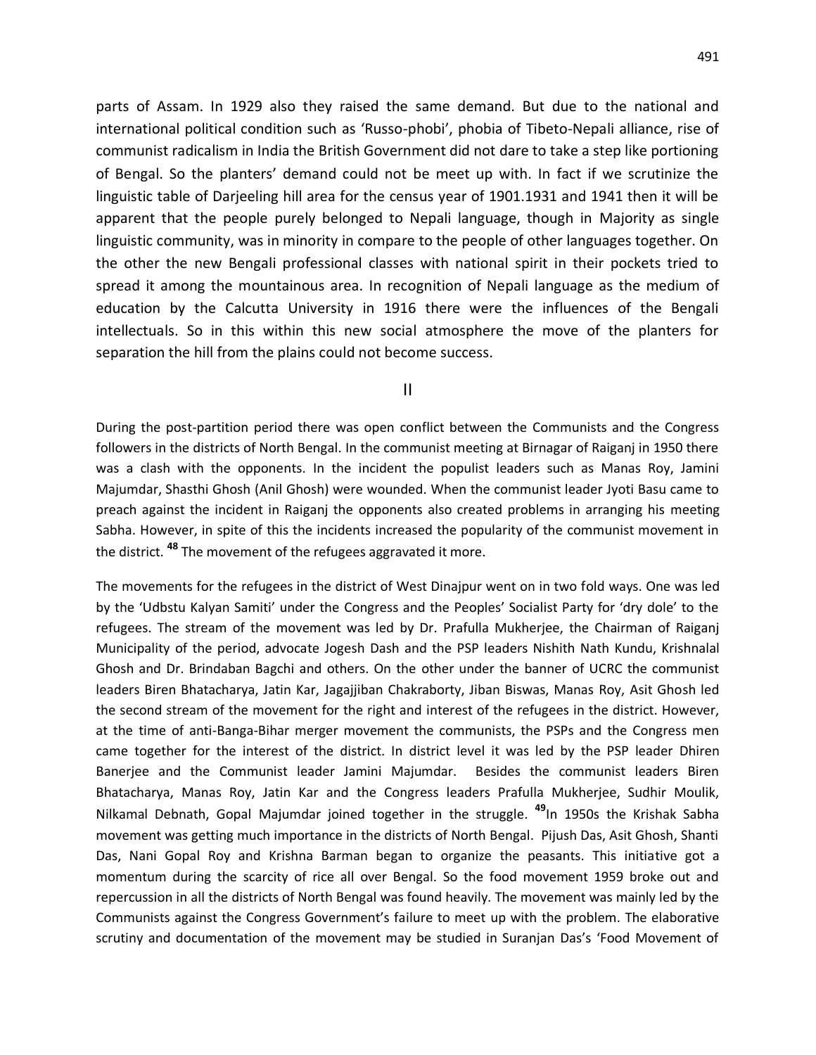parts of Assam. In 1929 also they raised the same demand. But due to the national and international political condition such as 'Russo-phobi', phobia of Tibeto-Nepali alliance, rise of communist radicalism in India the British Government did not dare to take a step like portioning of Bengal. So the planters' demand could not be meet up with. In fact if we scrutinize the linguistic table of Darjeeling hill area for the census year of 1901.1931 and 1941 then it will be apparent that the people purely belonged to Nepali language, though in Majority as single linguistic community, was in minority in compare to the people of other languages together. On the other the new Bengali professional classes with national spirit in their pockets tried to spread it among the mountainous area. In recognition of Nepali language as the medium of education by the Calcutta University in 1916 there were the influences of the Bengali intellectuals. So in this within this new social atmosphere the move of the planters for separation the hill from the plains could not become success.

## II

During the post-partition period there was open conflict between the Communists and the Congress followers in the districts of North Bengal. In the communist meeting at Birnagar of Raiganj in 1950 there was a clash with the opponents. In the incident the populist leaders such as Manas Roy, Jamini Majumdar, Shasthi Ghosh (Anil Ghosh) were wounded. When the communist leader Jyoti Basu came to preach against the incident in Raiganj the opponents also created problems in arranging his meeting Sabha. However, in spite of this the incidents increased the popularity of the communist movement in the district. [48] The movement of the refugees aggravated it more.

The movements for the refugees in the district of West Dinajpur went on in two fold ways. One was led by the 'Udbstu Kalyan Samiti' under the Congress and the Peoples' Socialist Party for 'dry dole' to the refugees. The stream of the movement was led by Dr. Prafulla Mukherjee, the Chairman of Raiganj Municipality of the period, advocate Jogesh Dash and the PSP leaders Nishith Nath Kundu, Krishnalal Ghosh and Dr. Brindaban Bagchi and others. On the other under the banner of UCRC the communist leaders Biren Bhatacharya, Jatin Kar, Jagajjiban Chakraborty, Jiban Biswas, Manas Roy, Asit Ghosh led the second stream of the movement for the right and interest of the refugees in the district. However, at the time of anti-Banga-Bihar merger movement the communists, the PSPs and the Congress men came together for the interest of the district. In district level it was led by the PSP leader Dhiren Banerjee and the Communist leader Jamini Majumdar. Besides the communist leaders Biren Bhatacharya, Manas Roy, Jatin Kar and the Congress leaders Prafulla Mukherjee, Sudhir Moulik, Nilkamal Debnath, Gopal Majumdar joined together in the struggle. [49]In 1950s the Krishak Sabha movement was getting much importance in the districts of North Bengal. Pijush Das, Asit Ghosh, Shanti Das, Nani Gopal Roy and Krishna Barman began to organize the peasants. This initiative got a momentum during the scarcity of rice all over Bengal. So the food movement 1959 broke out and repercussion in all the districts of North Bengal was found heavily. The movement was mainly led by the Communists against the Congress Government's failure to meet up with the problem. The elaborative scrutiny and documentation of the movement may be studied in Suranjan Das's 'Food Movement of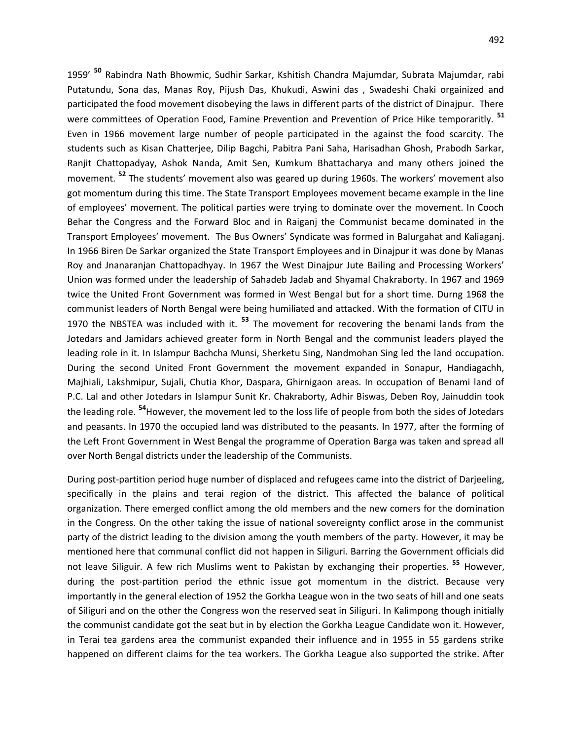1959' [50] Rabindra Nath Bhowmic, Sudhir Sarkar, Kshitish Chandra Majumdar, Subrata Majumdar, rabi Putatundu, Sona das, Manas Roy, Pijush Das, Khukudi, Aswini das , Swadeshi Chaki orgainized and participated the food movement disobeying the laws in different parts of the district of Dinajpur. There were committees of Operation Food, Famine Prevention and Prevention of Price Hike temporaritly. [51] Even in 1966 movement large number of people participated in the against the food scarcity. The students such as Kisan Chatterjee, Dilip Bagchi, Pabitra Pani Saha, Harisadhan Ghosh, Prabodh Sarkar, Ranjit Chattopadyay, Ashok Nanda, Amit Sen, Kumkum Bhattacharya and many others joined the movement. [52] The students' movement also was geared up during 1960s. The workers' movement also got momentum during this time. The State Transport Employees movement became example in the line of employees' movement. The political parties were trying to dominate over the movement. In Cooch Behar the Congress and the Forward Bloc and in Raiganj the Communist became dominated in the Transport Employees' movement. The Bus Owners' Syndicate was formed in Balurgahat and Kaliaganj. In 1966 Biren De Sarkar organized the State Transport Employees and in Dinajpur it was done by Manas Roy and Jnanaranjan Chattopadhyay. In 1967 the West Dinajpur Jute Bailing and Processing Workers' Union was formed under the leadership of Sahadeb Jadab and Shyamal Chakraborty. In 1967 and 1969 twice the United Front Government was formed in West Bengal but for a short time. Durng 1968 the communist leaders of North Bengal were being humiliated and attacked. With the formation of CITU in 1970 the NBSTEA was included with it. [53] The movement for recovering the benami lands from the Jotedars and Jamidars achieved greater form in North Bengal and the communist leaders played the leading role in it. In Islampur Bachcha Munsi, Sherketu Sing, Nandmohan Sing led the land occupation. During the second United Front Government the movement expanded in Sonapur, Handiagachh, Majhiali, Lakshmipur, Sujali, Chutia Khor, Daspara, Ghirnigaon areas. In occupation of Benami land of P.C. Lal and other Jotedars in Islampur Sunit Kr. Chakraborty, Adhir Biswas, Deben Roy, Jainuddin took the leading role. [54]However, the movement led to the loss life of people from both the sides of Jotedars and peasants. In 1970 the occupied land was distributed to the peasants. In 1977, after the forming of the Left Front Government in West Bengal the programme of Operation Barga was taken and spread all over North Bengal districts under the leadership of the Communists.

During post-partition period huge number of displaced and refugees came into the district of Darjeeling, specifically in the plains and terai region of the district. This affected the balance of political organization. There emerged conflict among the old members and the new comers for the domination in the Congress. On the other taking the issue of national sovereignty conflict arose in the communist party of the district leading to the division among the youth members of the party. However, it may be mentioned here that communal conflict did not happen in Siliguri. Barring the Government officials did not leave Siliguir. A few rich Muslims went to Pakistan by exchanging their properties. [55] However, during the post-partition period the ethnic issue got momentum in the district. Because very importantly in the general election of 1952 the Gorkha League won in the two seats of hill and one seats of Siliguri and on the other the Congress won the reserved seat in Siliguri. In Kalimpong though initially the communist candidate got the seat but in by election the Gorkha League Candidate won it. However, in Terai tea gardens area the communist expanded their influence and in 1955 in 55 gardens strike happened on different claims for the tea workers. The Gorkha League also supported the strike. After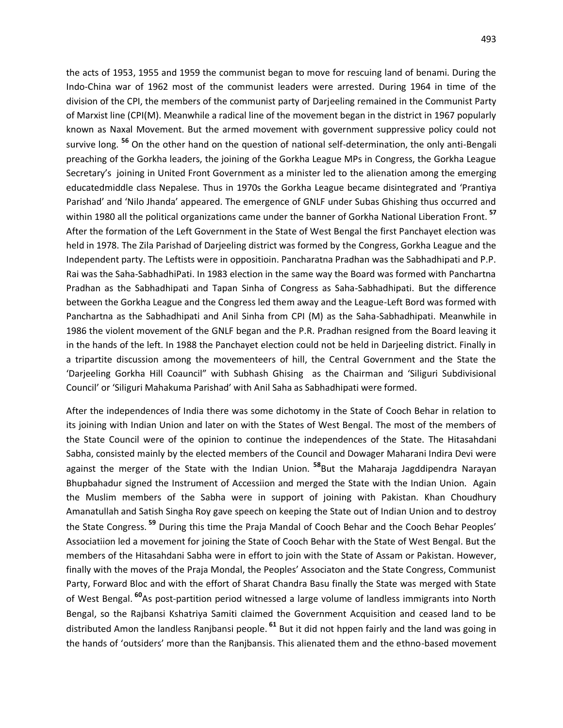the acts of 1953, 1955 and 1959 the communist began to move for rescuing land of benami. During the Indo-China war of 1962 most of the communist leaders were arrested. During 1964 in time of the division of the CPI, the members of the communist party of Darjeeling remained in the Communist Party of Marxist line (CPI(M). Meanwhile a radical line of the movement began in the district in 1967 popularly known as Naxal Movement. But the armed movement with government suppressive policy could not survive long. [56] On the other hand on the question of national self-determination, the only anti-Bengali preaching of the Gorkha leaders, the joining of the Gorkha League MPs in Congress, the Gorkha League Secretary's joining in United Front Government as a minister led to the alienation among the emerging educatedmiddle class Nepalese. Thus in 1970s the Gorkha League became disintegrated and 'Prantiya Parishad' and 'Nilo Jhanda' appeared. The emergence of GNLF under Subas Ghishing thus occurred and within 1980 all the political organizations came under the banner of Gorkha National Liberation Front. [57] After the formation of the Left Government in the State of West Bengal the first Panchayet election was held in 1978. The Zila Parishad of Darjeeling district was formed by the Congress, Gorkha League and the Independent party. The Leftists were in oppositioin. Pancharatna Pradhan was the Sabhadhipati and P.P. Rai was the Saha-SabhadhiPati. In 1983 election in the same way the Board was formed with Panchartna Pradhan as the Sabhadhipati and Tapan Sinha of Congress as Saha-Sabhadhipati. But the difference between the Gorkha League and the Congress led them away and the League-Left Bord was formed with Panchartna as the Sabhadhipati and Anil Sinha from CPI (M) as the Saha-Sabhadhipati. Meanwhile in 1986 the violent movement of the GNLF began and the P.R. Pradhan resigned from the Board leaving it in the hands of the left. In 1988 the Panchayet election could not be held in Darjeeling district. Finally in a tripartite discussion among the movementeers of hill, the Central Government and the State the 'Darjeeling Gorkha Hill Coauncil" with Subhash Ghising as the Chairman and 'Siliguri Subdivisional Council' or 'Siliguri Mahakuma Parishad' with Anil Saha as Sabhadhipati were formed.

After the independences of India there was some dichotomy in the State of Cooch Behar in relation to its joining with Indian Union and later on with the States of West Bengal. The most of the members of the State Council were of the opinion to continue the independences of the State. The Hitasahdani Sabha, consisted mainly by the elected members of the Council and Dowager Maharani Indira Devi were against the merger of the State with the Indian Union. [58]But the Maharaja Jagddipendra Narayan Bhupbahadur signed the Instrument of Accessiion and merged the State with the Indian Union. Again the Muslim members of the Sabha were in support of joining with Pakistan. Khan Choudhury Amanatullah and Satish Singha Roy gave speech on keeping the State out of Indian Union and to destroy the State Congress. [59] During this time the Praja Mandal of Cooch Behar and the Cooch Behar Peoples' Associatiion led a movement for joining the State of Cooch Behar with the State of West Bengal. But the members of the Hitasahdani Sabha were in effort to join with the State of Assam or Pakistan. However, finally with the moves of the Praja Mondal, the Peoples' Associaton and the State Congress, Communist Party, Forward Bloc and with the effort of Sharat Chandra Basu finally the State was merged with State of West Bengal. [60]As post-partition period witnessed a large volume of landless immigrants into North Bengal, so the Rajbansi Kshatriya Samiti claimed the Government Acquisition and ceased land to be distributed Amon the landless Ranjbansi people. [61] But it did not hppen fairly and the land was going in the hands of 'outsiders' more than the Ranjbansis. This alienated them and the ethno-based movement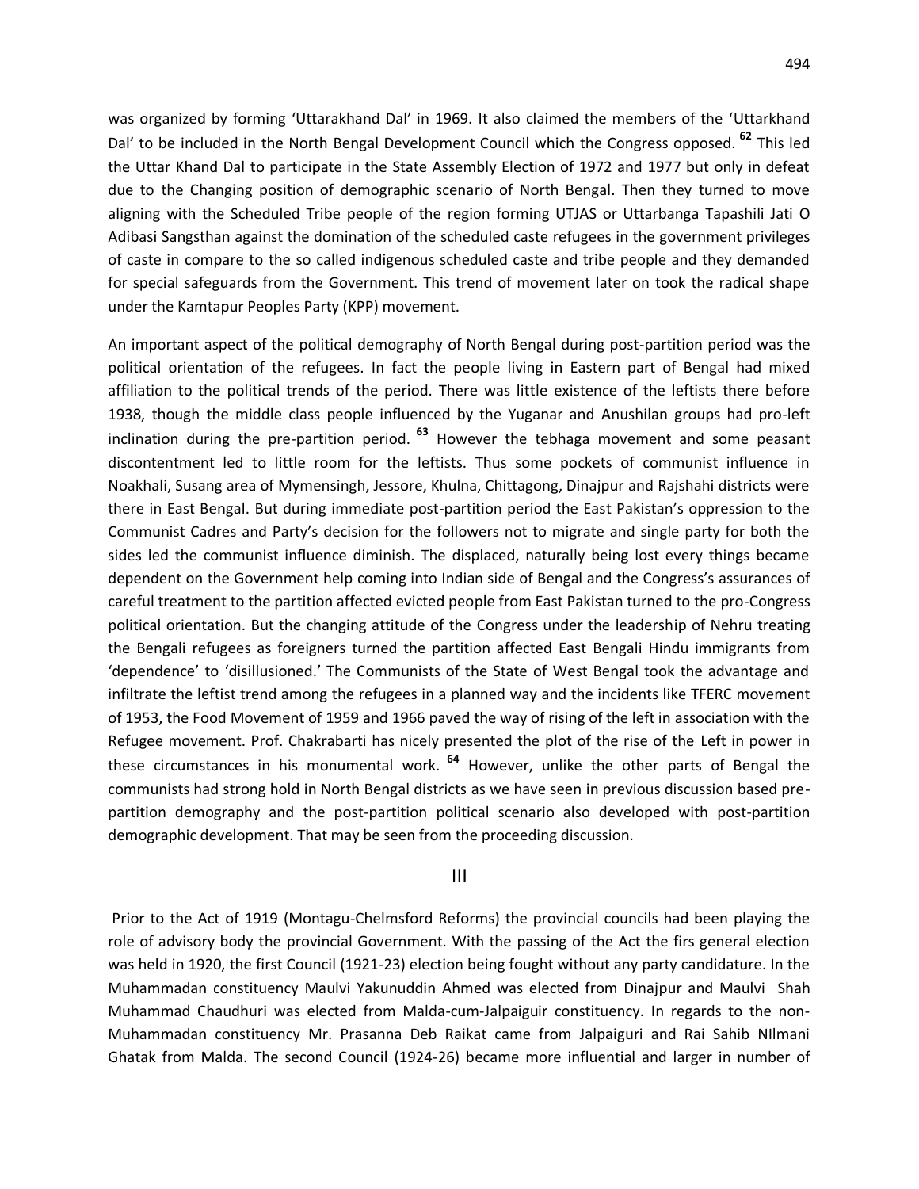was organized by forming 'Uttarakhand Dal' in 1969. It also claimed the members of the 'Uttarkhand Dal' to be included in the North Bengal Development Council which the Congress opposed. [62] This led the Uttar Khand Dal to participate in the State Assembly Election of 1972 and 1977 but only in defeat due to the Changing position of demographic scenario of North Bengal. Then they turned to move aligning with the Scheduled Tribe people of the region forming UTJAS or Uttarbanga Tapashili Jati O Adibasi Sangsthan against the domination of the scheduled caste refugees in the government privileges of caste in compare to the so called indigenous scheduled caste and tribe people and they demanded for special safeguards from the Government. This trend of movement later on took the radical shape under the Kamtapur Peoples Party (KPP) movement.

An important aspect of the political demography of North Bengal during post-partition period was the political orientation of the refugees. In fact the people living in Eastern part of Bengal had mixed affiliation to the political trends of the period. There was little existence of the leftists there before 1938, though the middle class people influenced by the Yuganar and Anushilan groups had pro-left inclination during the pre-partition period. [63] However the tebhaga movement and some peasant discontentment led to little room for the leftists. Thus some pockets of communist influence in Noakhali, Susang area of Mymensingh, Jessore, Khulna, Chittagong, Dinajpur and Rajshahi districts were there in East Bengal. But during immediate post-partition period the East Pakistan's oppression to the Communist Cadres and Party's decision for the followers not to migrate and single party for both the sides led the communist influence diminish. The displaced, naturally being lost every things became dependent on the Government help coming into Indian side of Bengal and the Congress's assurances of careful treatment to the partition affected evicted people from East Pakistan turned to the pro-Congress political orientation. But the changing attitude of the Congress under the leadership of Nehru treating the Bengali refugees as foreigners turned the partition affected East Bengali Hindu immigrants from 'dependence' to 'disillusioned.' The Communists of the State of West Bengal took the advantage and infiltrate the leftist trend among the refugees in a planned way and the incidents like TFERC movement of 1953, the Food Movement of 1959 and 1966 paved the way of rising of the left in association with the Refugee movement. Prof. Chakrabarti has nicely presented the plot of the rise of the Left in power in these circumstances in his monumental work. [64] However, unlike the other parts of Bengal the communists had strong hold in North Bengal districts as we have seen in previous discussion based pre-partition demography and the post-partition political scenario also developed with post-partition demographic development. That may be seen from the proceeding discussion.

## III

Prior to the Act of 1919 (Montagu-Chelmsford Reforms) the provincial councils had been playing the role of advisory body the provincial Government. With the passing of the Act the firs general election was held in 1920, the first Council (1921-23) election being fought without any party candidature. In the Muhammadan constituency Maulvi Yakunuddin Ahmed was elected from Dinajpur and Maulvi Shah Muhammad Chaudhuri was elected from Malda-cum-Jalpaiguir constituency. In regards to the non-Muhammadan constituency Mr. Prasanna Deb Raikat came from Jalpaiguri and Rai Sahib NIlmani Ghatak from Malda. The second Council (1924-26) became more influential and larger in number of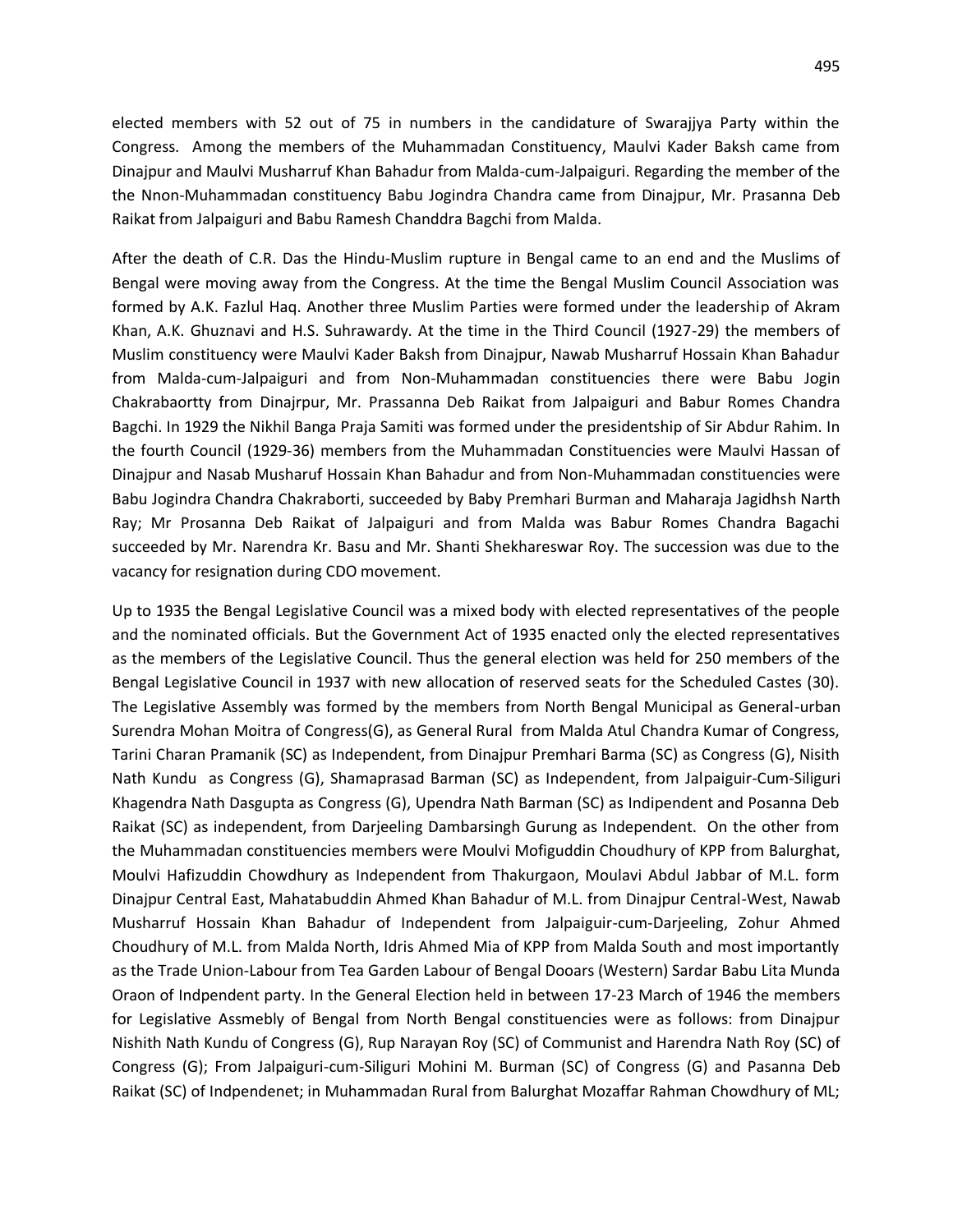elected members with 52 out of 75 in numbers in the candidature of Swarajjya Party within the Congress. Among the members of the Muhammadan Constituency, Maulvi Kader Baksh came from Dinajpur and Maulvi Musharruf Khan Bahadur from Malda-cum-Jalpaiguri. Regarding the member of the the Nnon-Muhammadan constituency Babu Jogindra Chandra came from Dinajpur, Mr. Prasanna Deb Raikat from Jalpaiguri and Babu Ramesh Chanddra Bagchi from Malda.

After the death of C.R. Das the Hindu-Muslim rupture in Bengal came to an end and the Muslims of Bengal were moving away from the Congress. At the time the Bengal Muslim Council Association was formed by A.K. Fazlul Haq. Another three Muslim Parties were formed under the leadership of Akram Khan, A.K. Ghuznavi and H.S. Suhrawardy. At the time in the Third Council (1927-29) the members of Muslim constituency were Maulvi Kader Baksh from Dinajpur, Nawab Musharruf Hossain Khan Bahadur from Malda-cum-Jalpaiguri and from Non-Muhammadan constituencies there were Babu Jogin Chakrabaortty from Dinajrpur, Mr. Prassanna Deb Raikat from Jalpaiguri and Babur Romes Chandra Bagchi. In 1929 the Nikhil Banga Praja Samiti was formed under the presidentship of Sir Abdur Rahim. In the fourth Council (1929-36) members from the Muhammadan Constituencies were Maulvi Hassan of Dinajpur and Nasab Musharuf Hossain Khan Bahadur and from Non-Muhammadan constituencies were Babu Jogindra Chandra Chakraborti, succeeded by Baby Premhari Burman and Maharaja Jagidhsh Narth Ray; Mr Prosanna Deb Raikat of Jalpaiguri and from Malda was Babur Romes Chandra Bagachi succeeded by Mr. Narendra Kr. Basu and Mr. Shanti Shekhareswar Roy. The succession was due to the vacancy for resignation during CDO movement.

Up to 1935 the Bengal Legislative Council was a mixed body with elected representatives of the people and the nominated officials. But the Government Act of 1935 enacted only the elected representatives as the members of the Legislative Council. Thus the general election was held for 250 members of the Bengal Legislative Council in 1937 with new allocation of reserved seats for the Scheduled Castes (30). The Legislative Assembly was formed by the members from North Bengal Municipal as General-urban Surendra Mohan Moitra of Congress(G), as General Rural from Malda Atul Chandra Kumar of Congress, Tarini Charan Pramanik (SC) as Independent, from Dinajpur Premhari Barma (SC) as Congress (G), Nisith Nath Kundu as Congress (G), Shamaprasad Barman (SC) as Independent, from Jalpaiguir-Cum-Siliguri Khagendra Nath Dasgupta as Congress (G), Upendra Nath Barman (SC) as Indipendent and Posanna Deb Raikat (SC) as independent, from Darjeeling Dambarsingh Gurung as Independent. On the other from the Muhammadan constituencies members were Moulvi Mofiguddin Choudhury of KPP from Balurghat, Moulvi Hafizuddin Chowdhury as Independent from Thakurgaon, Moulavi Abdul Jabbar of M.L. form Dinajpur Central East, Mahatabuddin Ahmed Khan Bahadur of M.L. from Dinajpur Central-West, Nawab Musharruf Hossain Khan Bahadur of Independent from Jalpaiguir-cum-Darjeeling, Zohur Ahmed Choudhury of M.L. from Malda North, Idris Ahmed Mia of KPP from Malda South and most importantly as the Trade Union-Labour from Tea Garden Labour of Bengal Dooars (Western) Sardar Babu Lita Munda Oraon of Indpendent party. In the General Election held in between 17-23 March of 1946 the members for Legislative Assmebly of Bengal from North Bengal constituencies were as follows: from Dinajpur Nishith Nath Kundu of Congress (G), Rup Narayan Roy (SC) of Communist and Harendra Nath Roy (SC) of Congress (G); From Jalpaiguri-cum-Siliguri Mohini M. Burman (SC) of Congress (G) and Pasanna Deb Raikat (SC) of Indpendenet; in Muhammadan Rural from Balurghat Mozaffar Rahman Chowdhury of ML;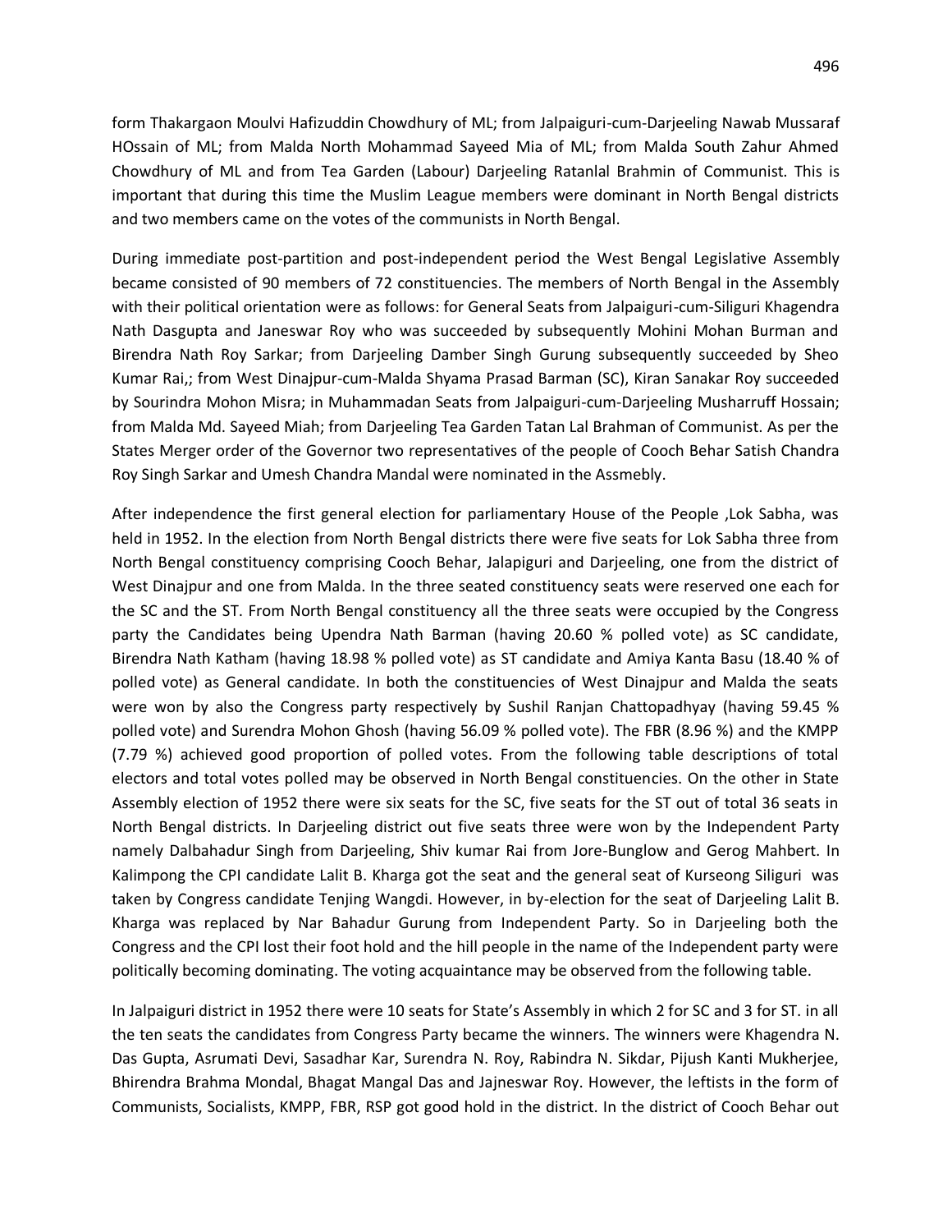form Thakargaon Moulvi Hafizuddin Chowdhury of ML; from Jalpaiguri-cum-Darjeeling Nawab Mussaraf HOssain of ML; from Malda North Mohammad Sayeed Mia of ML; from Malda South Zahur Ahmed Chowdhury of ML and from Tea Garden (Labour) Darjeeling Ratanlal Brahmin of Communist. This is important that during this time the Muslim League members were dominant in North Bengal districts and two members came on the votes of the communists in North Bengal.

During immediate post-partition and post-independent period the West Bengal Legislative Assembly became consisted of 90 members of 72 constituencies. The members of North Bengal in the Assembly with their political orientation were as follows: for General Seats from Jalpaiguri-cum-Siliguri Khagendra Nath Dasgupta and Janeswar Roy who was succeeded by subsequently Mohini Mohan Burman and Birendra Nath Roy Sarkar; from Darjeeling Damber Singh Gurung subsequently succeeded by Sheo Kumar Rai,; from West Dinajpur-cum-Malda Shyama Prasad Barman (SC), Kiran Sanakar Roy succeeded by Sourindra Mohon Misra; in Muhammadan Seats from Jalpaiguri-cum-Darjeeling Musharruff Hossain; from Malda Md. Sayeed Miah; from Darjeeling Tea Garden Tatan Lal Brahman of Communist. As per the States Merger order of the Governor two representatives of the people of Cooch Behar Satish Chandra Roy Singh Sarkar and Umesh Chandra Mandal were nominated in the Assmebly.

After independence the first general election for parliamentary House of the People ,Lok Sabha, was held in 1952. In the election from North Bengal districts there were five seats for Lok Sabha three from North Bengal constituency comprising Cooch Behar, Jalapiguri and Darjeeling, one from the district of West Dinajpur and one from Malda. In the three seated constituency seats were reserved one each for the SC and the ST. From North Bengal constituency all the three seats were occupied by the Congress party the Candidates being Upendra Nath Barman (having 20.60 % polled vote) as SC candidate, Birendra Nath Katham (having 18.98 % polled vote) as ST candidate and Amiya Kanta Basu (18.40 % of polled vote) as General candidate. In both the constituencies of West Dinajpur and Malda the seats were won by also the Congress party respectively by Sushil Ranjan Chattopadhyay (having 59.45 % polled vote) and Surendra Mohon Ghosh (having 56.09 % polled vote). The FBR (8.96 %) and the KMPP (7.79 %) achieved good proportion of polled votes. From the following table descriptions of total electors and total votes polled may be observed in North Bengal constituencies. On the other in State Assembly election of 1952 there were six seats for the SC, five seats for the ST out of total 36 seats in North Bengal districts. In Darjeeling district out five seats three were won by the Independent Party namely Dalbahadur Singh from Darjeeling, Shiv kumar Rai from Jore-Bunglow and Gerog Mahbert. In Kalimpong the CPI candidate Lalit B. Kharga got the seat and the general seat of Kurseong Siliguri was taken by Congress candidate Tenjing Wangdi. However, in by-election for the seat of Darjeeling Lalit B. Kharga was replaced by Nar Bahadur Gurung from Independent Party. So in Darjeeling both the Congress and the CPI lost their foot hold and the hill people in the name of the Independent party were politically becoming dominating. The voting acquaintance may be observed from the following table.

In Jalpaiguri district in 1952 there were 10 seats for State's Assembly in which 2 for SC and 3 for ST. in all the ten seats the candidates from Congress Party became the winners. The winners were Khagendra N. Das Gupta, Asrumati Devi, Sasadhar Kar, Surendra N. Roy, Rabindra N. Sikdar, Pijush Kanti Mukherjee, Bhirendra Brahma Mondal, Bhagat Mangal Das and Jajneswar Roy. However, the leftists in the form of Communists, Socialists, KMPP, FBR, RSP got good hold in the district. In the district of Cooch Behar out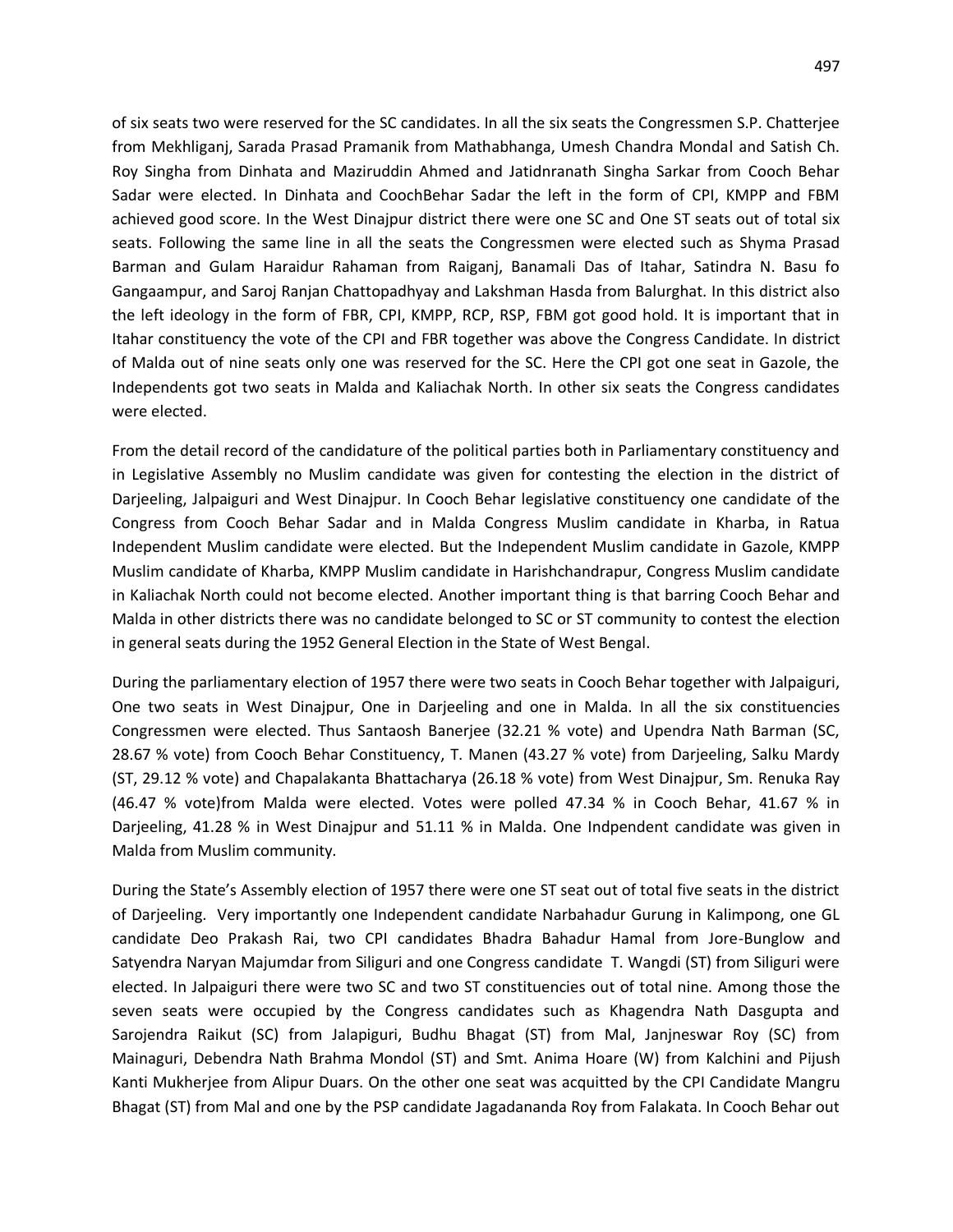of six seats two were reserved for the SC candidates. In all the six seats the Congressmen S.P. Chatterjee from Mekhliganj, Sarada Prasad Pramanik from Mathabhanga, Umesh Chandra Mondal and Satish Ch. Roy Singha from Dinhata and Maziruddin Ahmed and Jatidnranath Singha Sarkar from Cooch Behar Sadar were elected. In Dinhata and CoochBehar Sadar the left in the form of CPI, KMPP and FBM achieved good score. In the West Dinajpur district there were one SC and One ST seats out of total six seats. Following the same line in all the seats the Congressmen were elected such as Shyma Prasad Barman and Gulam Haraidur Rahaman from Raiganj, Banamali Das of Itahar, Satindra N. Basu fo Gangaampur, and Saroj Ranjan Chattopadhyay and Lakshman Hasda from Balurghat. In this district also the left ideology in the form of FBR, CPI, KMPP, RCP, RSP, FBM got good hold. It is important that in Itahar constituency the vote of the CPI and FBR together was above the Congress Candidate. In district of Malda out of nine seats only one was reserved for the SC. Here the CPI got one seat in Gazole, the Independents got two seats in Malda and Kaliachak North. In other six seats the Congress candidates were elected.

From the detail record of the candidature of the political parties both in Parliamentary constituency and in Legislative Assembly no Muslim candidate was given for contesting the election in the district of Darjeeling, Jalpaiguri and West Dinajpur. In Cooch Behar legislative constituency one candidate of the Congress from Cooch Behar Sadar and in Malda Congress Muslim candidate in Kharba, in Ratua Independent Muslim candidate were elected. But the Independent Muslim candidate in Gazole, KMPP Muslim candidate of Kharba, KMPP Muslim candidate in Harishchandrapur, Congress Muslim candidate in Kaliachak North could not become elected. Another important thing is that barring Cooch Behar and Malda in other districts there was no candidate belonged to SC or ST community to contest the election in general seats during the 1952 General Election in the State of West Bengal.

During the parliamentary election of 1957 there were two seats in Cooch Behar together with Jalpaiguri, One two seats in West Dinajpur, One in Darjeeling and one in Malda. In all the six constituencies Congressmen were elected. Thus Santaosh Banerjee (32.21 % vote) and Upendra Nath Barman (SC, 28.67 % vote) from Cooch Behar Constituency, T. Manen (43.27 % vote) from Darjeeling, Salku Mardy (ST, 29.12 % vote) and Chapalakanta Bhattacharya (26.18 % vote) from West Dinajpur, Sm. Renuka Ray (46.47 % vote)from Malda were elected. Votes were polled 47.34 % in Cooch Behar, 41.67 % in Darjeeling, 41.28 % in West Dinajpur and 51.11 % in Malda. One Indpendent candidate was given in Malda from Muslim community.

During the State's Assembly election of 1957 there were one ST seat out of total five seats in the district of Darjeeling. Very importantly one Independent candidate Narbahadur Gurung in Kalimpong, one GL candidate Deo Prakash Rai, two CPI candidates Bhadra Bahadur Hamal from Jore-Bunglow and Satyendra Naryan Majumdar from Siliguri and one Congress candidate T. Wangdi (ST) from Siliguri were elected. In Jalpaiguri there were two SC and two ST constituencies out of total nine. Among those the seven seats were occupied by the Congress candidates such as Khagendra Nath Dasgupta and Sarojendra Raikut (SC) from Jalapiguri, Budhu Bhagat (ST) from Mal, Janjneswar Roy (SC) from Mainaguri, Debendra Nath Brahma Mondol (ST) and Smt. Anima Hoare (W) from Kalchini and Pijush Kanti Mukherjee from Alipur Duars. On the other one seat was acquitted by the CPI Candidate Mangru Bhagat (ST) from Mal and one by the PSP candidate Jagadananda Roy from Falakata. In Cooch Behar out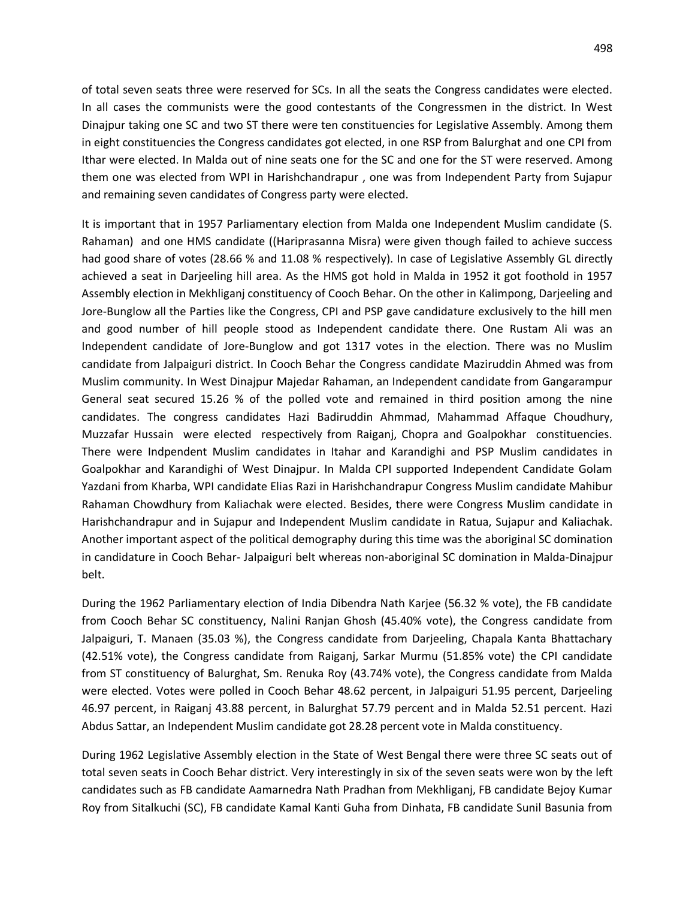of total seven seats three were reserved for SCs. In all the seats the Congress candidates were elected. In all cases the communists were the good contestants of the Congressmen in the district. In West Dinajpur taking one SC and two ST there were ten constituencies for Legislative Assembly. Among them in eight constituencies the Congress candidates got elected, in one RSP from Balurghat and one CPI from Ithar were elected. In Malda out of nine seats one for the SC and one for the ST were reserved. Among them one was elected from WPI in Harishchandrapur , one was from Independent Party from Sujapur and remaining seven candidates of Congress party were elected.

It is important that in 1957 Parliamentary election from Malda one Independent Muslim candidate (S. Rahaman) and one HMS candidate ((Hariprasanna Misra) were given though failed to achieve success had good share of votes (28.66 % and 11.08 % respectively). In case of Legislative Assembly GL directly achieved a seat in Darjeeling hill area. As the HMS got hold in Malda in 1952 it got foothold in 1957 Assembly election in Mekhliganj constituency of Cooch Behar. On the other in Kalimpong, Darjeeling and Jore-Bunglow all the Parties like the Congress, CPI and PSP gave candidature exclusively to the hill men and good number of hill people stood as Independent candidate there. One Rustam Ali was an Independent candidate of Jore-Bunglow and got 1317 votes in the election. There was no Muslim candidate from Jalpaiguri district. In Cooch Behar the Congress candidate Maziruddin Ahmed was from Muslim community. In West Dinajpur Majedar Rahaman, an Independent candidate from Gangarampur General seat secured 15.26 % of the polled vote and remained in third position among the nine candidates. The congress candidates Hazi Badiruddin Ahmmad, Mahammad Affaque Choudhury, Muzzafar Hussain were elected respectively from Raiganj, Chopra and Goalpokhar constituencies. There were Indpendent Muslim candidates in Itahar and Karandighi and PSP Muslim candidates in Goalpokhar and Karandighi of West Dinajpur. In Malda CPI supported Independent Candidate Golam Yazdani from Kharba, WPI candidate Elias Razi in Harishchandrapur Congress Muslim candidate Mahibur Rahaman Chowdhury from Kaliachak were elected. Besides, there were Congress Muslim candidate in Harishchandrapur and in Sujapur and Independent Muslim candidate in Ratua, Sujapur and Kaliachak. Another important aspect of the political demography during this time was the aboriginal SC domination in candidature in Cooch Behar- Jalpaiguri belt whereas non-aboriginal SC domination in Malda-Dinajpur belt.

During the 1962 Parliamentary election of India Dibendra Nath Karjee (56.32 % vote), the FB candidate from Cooch Behar SC constituency, Nalini Ranjan Ghosh (45.40% vote), the Congress candidate from Jalpaiguri, T. Manaen (35.03 %), the Congress candidate from Darjeeling, Chapala Kanta Bhattachary (42.51% vote), the Congress candidate from Raiganj, Sarkar Murmu (51.85% vote) the CPI candidate from ST constituency of Balurghat, Sm. Renuka Roy (43.74% vote), the Congress candidate from Malda were elected. Votes were polled in Cooch Behar 48.62 percent, in Jalpaiguri 51.95 percent, Darjeeling 46.97 percent, in Raiganj 43.88 percent, in Balurghat 57.79 percent and in Malda 52.51 percent. Hazi Abdus Sattar, an Independent Muslim candidate got 28.28 percent vote in Malda constituency.

During 1962 Legislative Assembly election in the State of West Bengal there were three SC seats out of total seven seats in Cooch Behar district. Very interestingly in six of the seven seats were won by the left candidates such as FB candidate Aamarnedra Nath Pradhan from Mekhliganj, FB candidate Bejoy Kumar Roy from Sitalkuchi (SC), FB candidate Kamal Kanti Guha from Dinhata, FB candidate Sunil Basunia from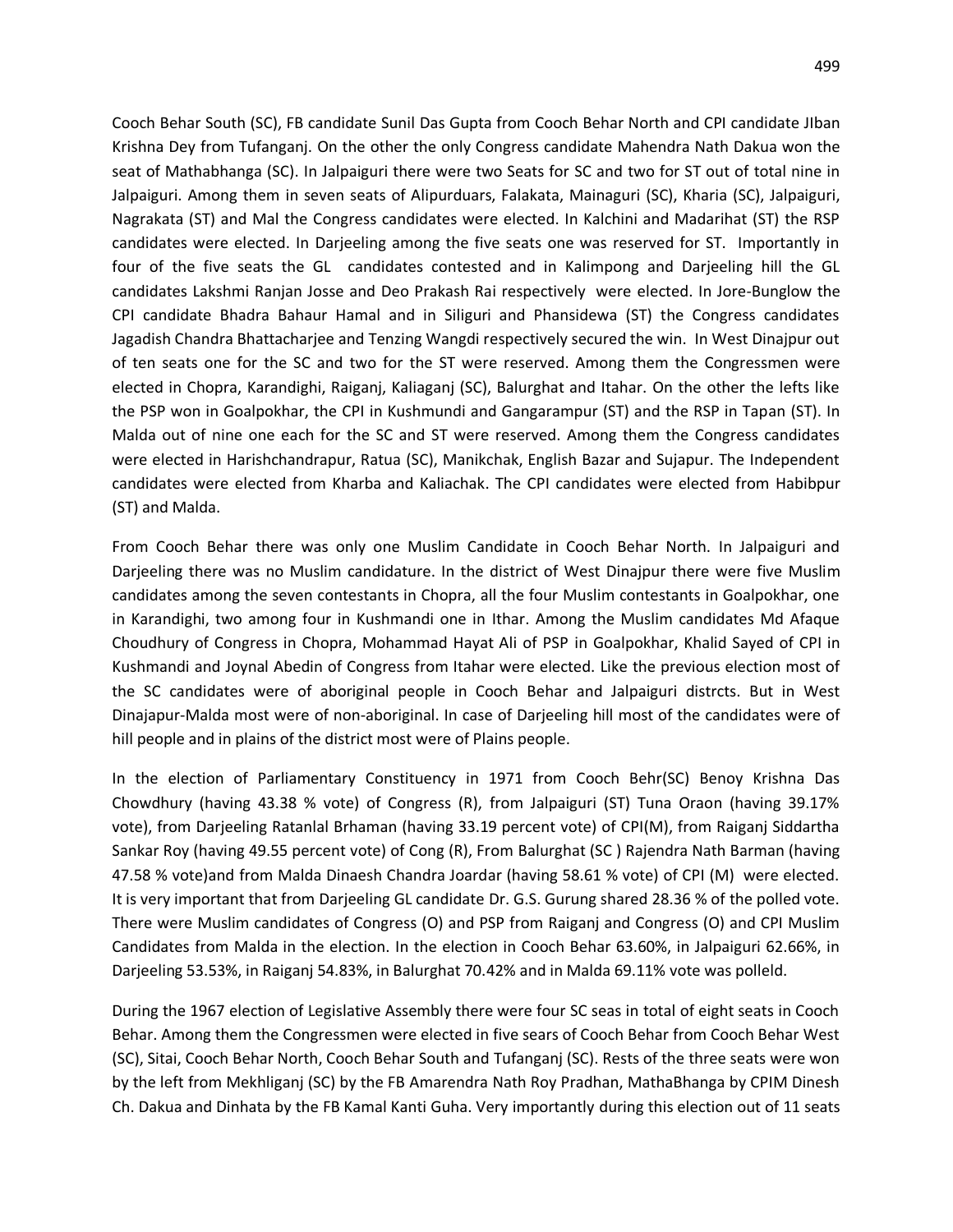Cooch Behar South (SC), FB candidate Sunil Das Gupta from Cooch Behar North and CPI candidate JIban Krishna Dey from Tufanganj. On the other the only Congress candidate Mahendra Nath Dakua won the seat of Mathabhanga (SC). In Jalpaiguri there were two Seats for SC and two for ST out of total nine in Jalpaiguri. Among them in seven seats of Alipurduars, Falakata, Mainaguri (SC), Kharia (SC), Jalpaiguri, Nagrakata (ST) and Mal the Congress candidates were elected. In Kalchini and Madarihat (ST) the RSP candidates were elected. In Darjeeling among the five seats one was reserved for ST. Importantly in four of the five seats the GL candidates contested and in Kalimpong and Darjeeling hill the GL candidates Lakshmi Ranjan Josse and Deo Prakash Rai respectively were elected. In Jore-Bunglow the CPI candidate Bhadra Bahaur Hamal and in Siliguri and Phansidewa (ST) the Congress candidates Jagadish Chandra Bhattacharjee and Tenzing Wangdi respectively secured the win. In West Dinajpur out of ten seats one for the SC and two for the ST were reserved. Among them the Congressmen were elected in Chopra, Karandighi, Raiganj, Kaliaganj (SC), Balurghat and Itahar. On the other the lefts like the PSP won in Goalpokhar, the CPI in Kushmundi and Gangarampur (ST) and the RSP in Tapan (ST). In Malda out of nine one each for the SC and ST were reserved. Among them the Congress candidates were elected in Harishchandrapur, Ratua (SC), Manikchak, English Bazar and Sujapur. The Independent candidates were elected from Kharba and Kaliachak. The CPI candidates were elected from Habibpur (ST) and Malda.

From Cooch Behar there was only one Muslim Candidate in Cooch Behar North. In Jalpaiguri and Darjeeling there was no Muslim candidature. In the district of West Dinajpur there were five Muslim candidates among the seven contestants in Chopra, all the four Muslim contestants in Goalpokhar, one in Karandighi, two among four in Kushmandi one in Ithar. Among the Muslim candidates Md Afaque Choudhury of Congress in Chopra, Mohammad Hayat Ali of PSP in Goalpokhar, Khalid Sayed of CPI in Kushmandi and Joynal Abedin of Congress from Itahar were elected. Like the previous election most of the SC candidates were of aboriginal people in Cooch Behar and Jalpaiguri distrcts. But in West Dinajapur-Malda most were of non-aboriginal. In case of Darjeeling hill most of the candidates were of hill people and in plains of the district most were of Plains people.

In the election of Parliamentary Constituency in 1971 from Cooch Behr(SC) Benoy Krishna Das Chowdhury (having 43.38 % vote) of Congress (R), from Jalpaiguri (ST) Tuna Oraon (having 39.17% vote), from Darjeeling Ratanlal Brhaman (having 33.19 percent vote) of CPI(M), from Raiganj Siddartha Sankar Roy (having 49.55 percent vote) of Cong (R), From Balurghat (SC ) Rajendra Nath Barman (having 47.58 % vote)and from Malda Dinaesh Chandra Joardar (having 58.61 % vote) of CPI (M) were elected. It is very important that from Darjeeling GL candidate Dr. G.S. Gurung shared 28.36 % of the polled vote. There were Muslim candidates of Congress (O) and PSP from Raiganj and Congress (O) and CPI Muslim Candidates from Malda in the election. In the election in Cooch Behar 63.60%, in Jalpaiguri 62.66%, in Darjeeling 53.53%, in Raiganj 54.83%, in Balurghat 70.42% and in Malda 69.11% vote was polleld.

During the 1967 election of Legislative Assembly there were four SC seas in total of eight seats in Cooch Behar. Among them the Congressmen were elected in five sears of Cooch Behar from Cooch Behar West (SC), Sitai, Cooch Behar North, Cooch Behar South and Tufanganj (SC). Rests of the three seats were won by the left from Mekhliganj (SC) by the FB Amarendra Nath Roy Pradhan, MathaBhanga by CPIM Dinesh Ch. Dakua and Dinhata by the FB Kamal Kanti Guha. Very importantly during this election out of 11 seats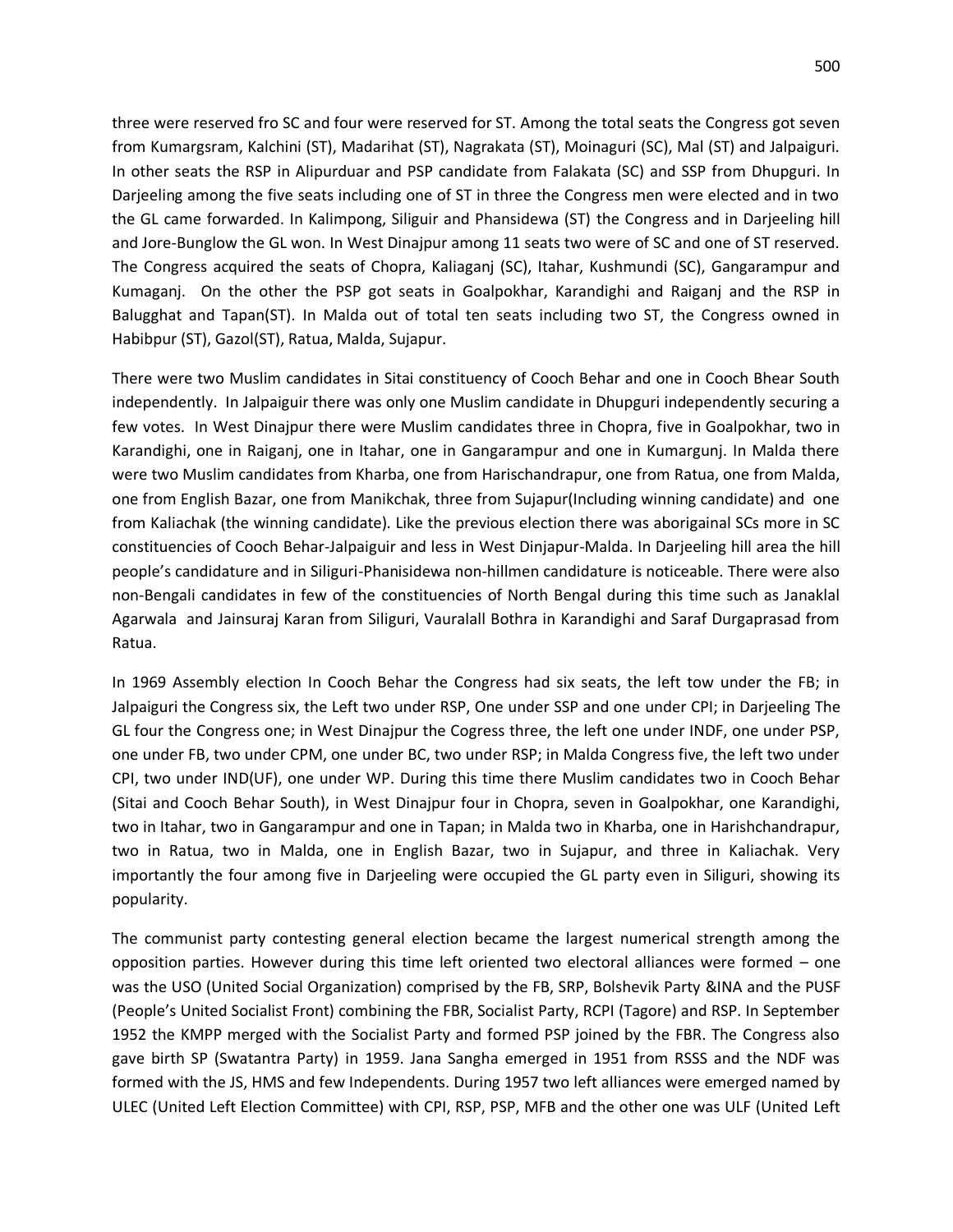three were reserved fro SC and four were reserved for ST. Among the total seats the Congress got seven from Kumargsram, Kalchini (ST), Madarihat (ST), Nagrakata (ST), Moinaguri (SC), Mal (ST) and Jalpaiguri. In other seats the RSP in Alipurduar and PSP candidate from Falakata (SC) and SSP from Dhupguri. In Darjeeling among the five seats including one of ST in three the Congress men were elected and in two the GL came forwarded. In Kalimpong, Siliguir and Phansidewa (ST) the Congress and in Darjeeling hill and Jore-Bunglow the GL won. In West Dinajpur among 11 seats two were of SC and one of ST reserved. The Congress acquired the seats of Chopra, Kaliaganj (SC), Itahar, Kushmundi (SC), Gangarampur and Kumaganj. On the other the PSP got seats in Goalpokhar, Karandighi and Raiganj and the RSP in Balugghat and Tapan(ST). In Malda out of total ten seats including two ST, the Congress owned in Habibpur (ST), Gazol(ST), Ratua, Malda, Sujapur.

There were two Muslim candidates in Sitai constituency of Cooch Behar and one in Cooch Bhear South independently. In Jalpaiguir there was only one Muslim candidate in Dhupguri independently securing a few votes. In West Dinajpur there were Muslim candidates three in Chopra, five in Goalpokhar, two in Karandighi, one in Raiganj, one in Itahar, one in Gangarampur and one in Kumargunj. In Malda there were two Muslim candidates from Kharba, one from Harischandrapur, one from Ratua, one from Malda, one from English Bazar, one from Manikchak, three from Sujapur(Including winning candidate) and one from Kaliachak (the winning candidate). Like the previous election there was aborigainal SCs more in SC constituencies of Cooch Behar-Jalpaiguir and less in West Dinjapur-Malda. In Darjeeling hill area the hill people's candidature and in Siliguri-Phanisidewa non-hillmen candidature is noticeable. There were also non-Bengali candidates in few of the constituencies of North Bengal during this time such as Janaklal Agarwala and Jainsuraj Karan from Siliguri, Vauralall Bothra in Karandighi and Saraf Durgaprasad from Ratua.

In 1969 Assembly election In Cooch Behar the Congress had six seats, the left tow under the FB; in Jalpaiguri the Congress six, the Left two under RSP, One under SSP and one under CPI; in Darjeeling The GL four the Congress one; in West Dinajpur the Cogress three, the left one under INDF, one under PSP, one under FB, two under CPM, one under BC, two under RSP; in Malda Congress five, the left two under CPI, two under IND(UF), one under WP. During this time there Muslim candidates two in Cooch Behar (Sitai and Cooch Behar South), in West Dinajpur four in Chopra, seven in Goalpokhar, one Karandighi, two in Itahar, two in Gangarampur and one in Tapan; in Malda two in Kharba, one in Harishchandrapur, two in Ratua, two in Malda, one in English Bazar, two in Sujapur, and three in Kaliachak. Very importantly the four among five in Darjeeling were occupied the GL party even in Siliguri, showing its popularity.

The communist party contesting general election became the largest numerical strength among the opposition parties. However during this time left oriented two electoral alliances were formed – one was the USO (United Social Organization) comprised by the FB, SRP, Bolshevik Party &INA and the PUSF (People's United Socialist Front) combining the FBR, Socialist Party, RCPI (Tagore) and RSP. In September 1952 the KMPP merged with the Socialist Party and formed PSP joined by the FBR. The Congress also gave birth SP (Swatantra Party) in 1959. Jana Sangha emerged in 1951 from RSSS and the NDF was formed with the JS, HMS and few Independents. During 1957 two left alliances were emerged named by ULEC (United Left Election Committee) with CPI, RSP, PSP, MFB and the other one was ULF (United Left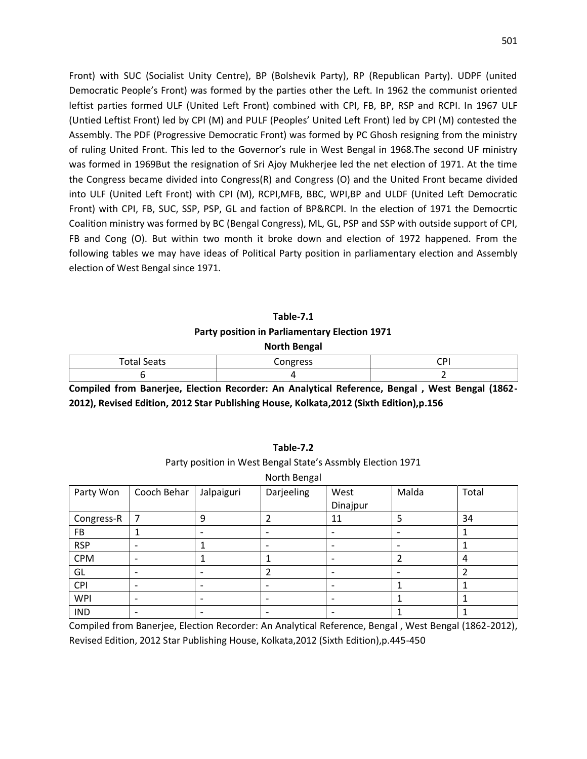Front) with SUC (Socialist Unity Centre), BP (Bolshevik Party), RP (Republican Party). UDPF (united Democratic People's Front) was formed by the parties other the Left. In 1962 the communist oriented leftist parties formed ULF (United Left Front) combined with CPI, FB, BP, RSP and RCPI. In 1967 ULF (Untied Leftist Front) led by CPI (M) and PULF (Peoples' United Left Front) led by CPI (M) contested the Assembly. The PDF (Progressive Democratic Front) was formed by PC Ghosh resigning from the ministry of ruling United Front. This led to the Governor's rule in West Bengal in 1968.The second UF ministry was formed in 1969But the resignation of Sri Ajoy Mukherjee led the net election of 1971. At the time the Congress became divided into Congress(R) and Congress (O) and the United Front became divided into ULF (United Left Front) with CPI (M), RCPI,MFB, BBC, WPI,BP and ULDF (United Left Democratic Front) with CPI, FB, SUC, SSP, PSP, GL and faction of BP&RCPI. In the election of 1971 the Democrtic Coalition ministry was formed by BC (Bengal Congress), ML, GL, PSP and SSP with outside support of CPI, FB and Cong (O). But within two month it broke down and election of 1972 happened. From the following tables we may have ideas of Political Party position in parliamentary election and Assembly election of West Bengal since 1971.

**Table-7.1**

**Party position in Parliamentary Election 1971**

**North Bengal**

| Total Seats | Congress | CPI |
|---|---|---|
| 6 | 4 | 2 |

**Compiled from Banerjee, Election Recorder: An Analytical Reference, Bengal , West Bengal (1862-2012), Revised Edition, 2012 Star Publishing House, Kolkata,2012 (Sixth Edition),p.156**

**Table-7.2**

Party position in West Bengal State's Assmbly Election 1971

North Bengal

| Party Won | Cooch Behar | Jalpaiguri | Darjeeling | West Dinajpur | Malda | Total |
|---|---|---|---|---|---|---|
| Congress-R | 7 | 9 | 2 | 11 | 5 | 34 |
| FB | 1 | - | - | - | - | 1 |
| RSP | - | 1 | - | - | - | 1 |
| CPM | - | 1 | 1 | - | 2 | 4 |
| GL | - | - | 2 | - | - | 2 |
| CPI | - | - | - | - | 1 | 1 |
| WPI | - | - | - | - | 1 | 1 |
| IND | - | - | - | - | 1 | 1 |

Compiled from Banerjee, Election Recorder: An Analytical Reference, Bengal , West Bengal (1862-2012), Revised Edition, 2012 Star Publishing House, Kolkata,2012 (Sixth Edition),p.445-450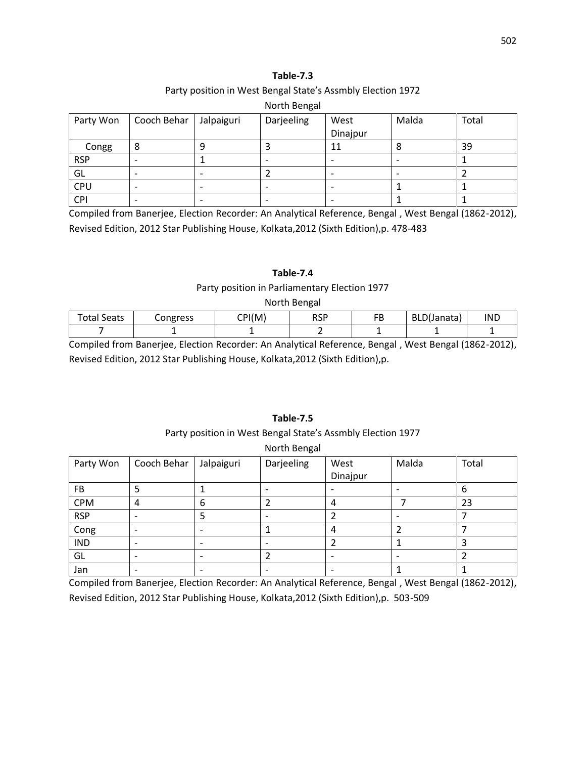**Table-7.3**

Party position in West Bengal State's Assmbly Election 1972

North Bengal

| Party Won | Cooch Behar | Jalpaiguri | Darjeeling | West Dinajpur | Malda | Total |
|---|---|---|---|---|---|---|
| Congg | 8 | 9 | 3 | 11 | 8 | 39 |
| RSP | - | 1 | - | - | - | 1 |
| GL | - | - | 2 | - | - | 2 |
| CPU | - | - | - | - | 1 | 1 |
| CPI | - | - | - | - | 1 | 1 |

Compiled from Banerjee, Election Recorder: An Analytical Reference, Bengal , West Bengal (1862-2012), Revised Edition, 2012 Star Publishing House, Kolkata,2012 (Sixth Edition),p. 478-483

**Table-7.4**

Party position in Parliamentary Election 1977

North Bengal

| Total Seats | Congress | CPI(M) | RSP | FB | BLD(Janata) | IND |
|---|---|---|---|---|---|---|
| 7 | 1 | 1 | 2 | 1 | 1 | 1 |

Compiled from Banerjee, Election Recorder: An Analytical Reference, Bengal , West Bengal (1862-2012), Revised Edition, 2012 Star Publishing House, Kolkata,2012 (Sixth Edition),p.

**Table-7.5**

Party position in West Bengal State's Assmbly Election 1977

North Bengal

| Party Won | Cooch Behar | Jalpaiguri | Darjeeling | West Dinajpur | Malda | Total |
|---|---|---|---|---|---|---|
| FB | 5 | 1 | - | - | - | 6 |
| CPM | 4 | 6 | 2 | 4 | 7 | 23 |
| RSP | - | 5 | - | 2 | - | 7 |
| Cong | - | - | 1 | 4 | 2 | 7 |
| IND | - | - | - | 2 | 1 | 3 |
| GL | - | - | 2 | - | - | 2 |
| Jan | - | - | - | - | 1 | 1 |

Compiled from Banerjee, Election Recorder: An Analytical Reference, Bengal , West Bengal (1862-2012), Revised Edition, 2012 Star Publishing House, Kolkata,2012 (Sixth Edition),p. 503-509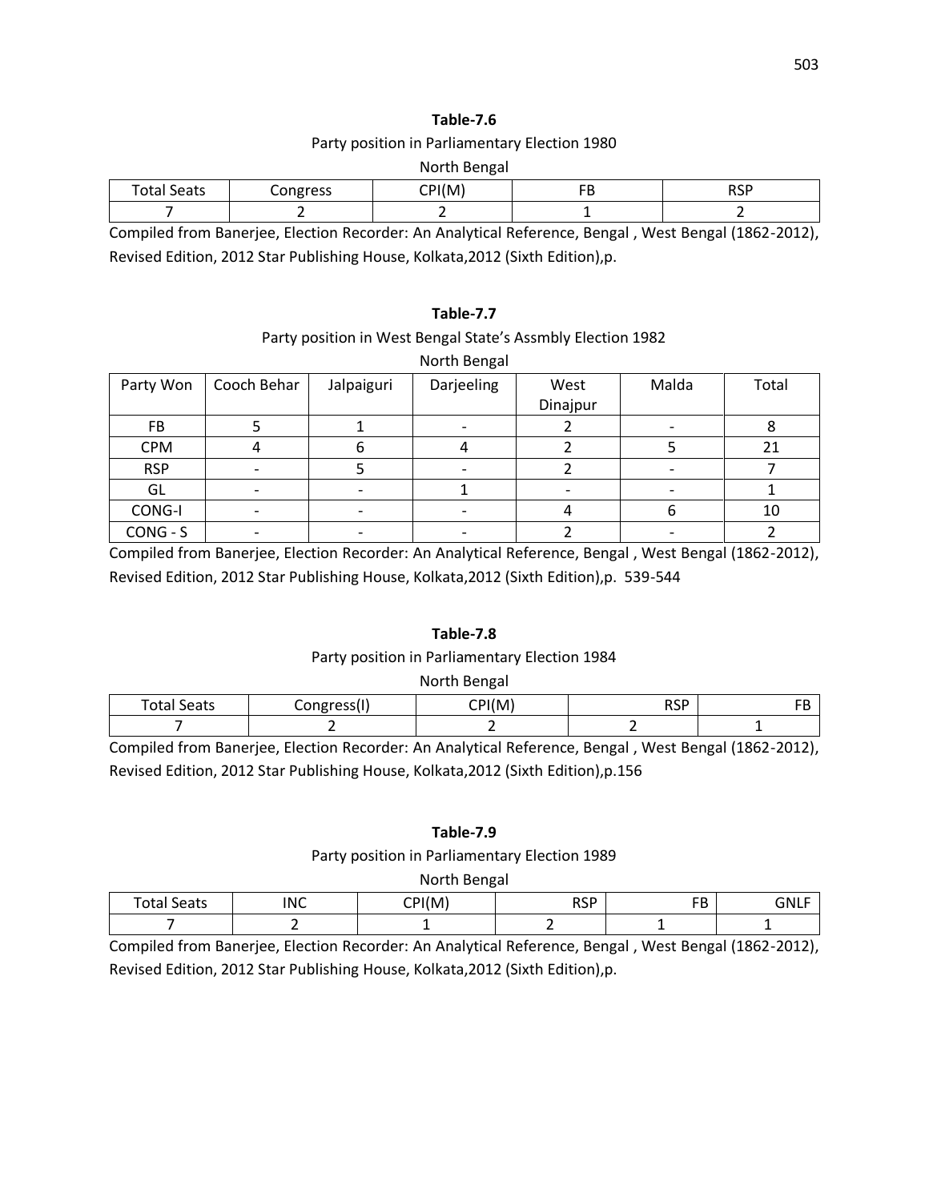**Table-7.6**

Party position in Parliamentary Election 1980

North Bengal

| Total Seats | Congress | CPI(M) | FB | RSP |
|---|---|---|---|---|
| 7 | 2 | 2 | 1 | 2 |

Compiled from Banerjee, Election Recorder: An Analytical Reference, Bengal , West Bengal (1862-2012), Revised Edition, 2012 Star Publishing House, Kolkata,2012 (Sixth Edition),p.

**Table-7.7**

Party position in West Bengal State's Assmbly Election 1982

North Bengal

| Party Won | Cooch Behar | Jalpaiguri | Darjeeling | West Dinajpur | Malda | Total |
|---|---|---|---|---|---|---|
| FB | 5 | 1 | - | 2 | - | 8 |
| CPM | 4 | 6 | 4 | 2 | 5 | 21 |
| RSP | - | 5 | - | 2 | - | 7 |
| GL | - | - | 1 | - | - | 1 |
| CONG-I | - | - | - | 4 | 6 | 10 |
| CONG - S | - | - | - | 2 | - | 2 |

Compiled from Banerjee, Election Recorder: An Analytical Reference, Bengal , West Bengal (1862-2012), Revised Edition, 2012 Star Publishing House, Kolkata,2012 (Sixth Edition),p. 539-544

**Table-7.8**

Party position in Parliamentary Election 1984

North Bengal

| Total Seats | Congress(I) | CPI(M) | RSP | FB |
|---|---|---|---|---|
| 7 | 2 | 2 | 2 | 1 |

Compiled from Banerjee, Election Recorder: An Analytical Reference, Bengal , West Bengal (1862-2012), Revised Edition, 2012 Star Publishing House, Kolkata,2012 (Sixth Edition),p.156

**Table-7.9**

Party position in Parliamentary Election 1989

North Bengal

| Total Seats | INC | CPI(M) | RSP | FB | GNLF |
|---|---|---|---|---|---|
| 7 | 2 | 1 | 2 | 1 | 1 |

Compiled from Banerjee, Election Recorder: An Analytical Reference, Bengal , West Bengal (1862-2012), Revised Edition, 2012 Star Publishing House, Kolkata,2012 (Sixth Edition),p.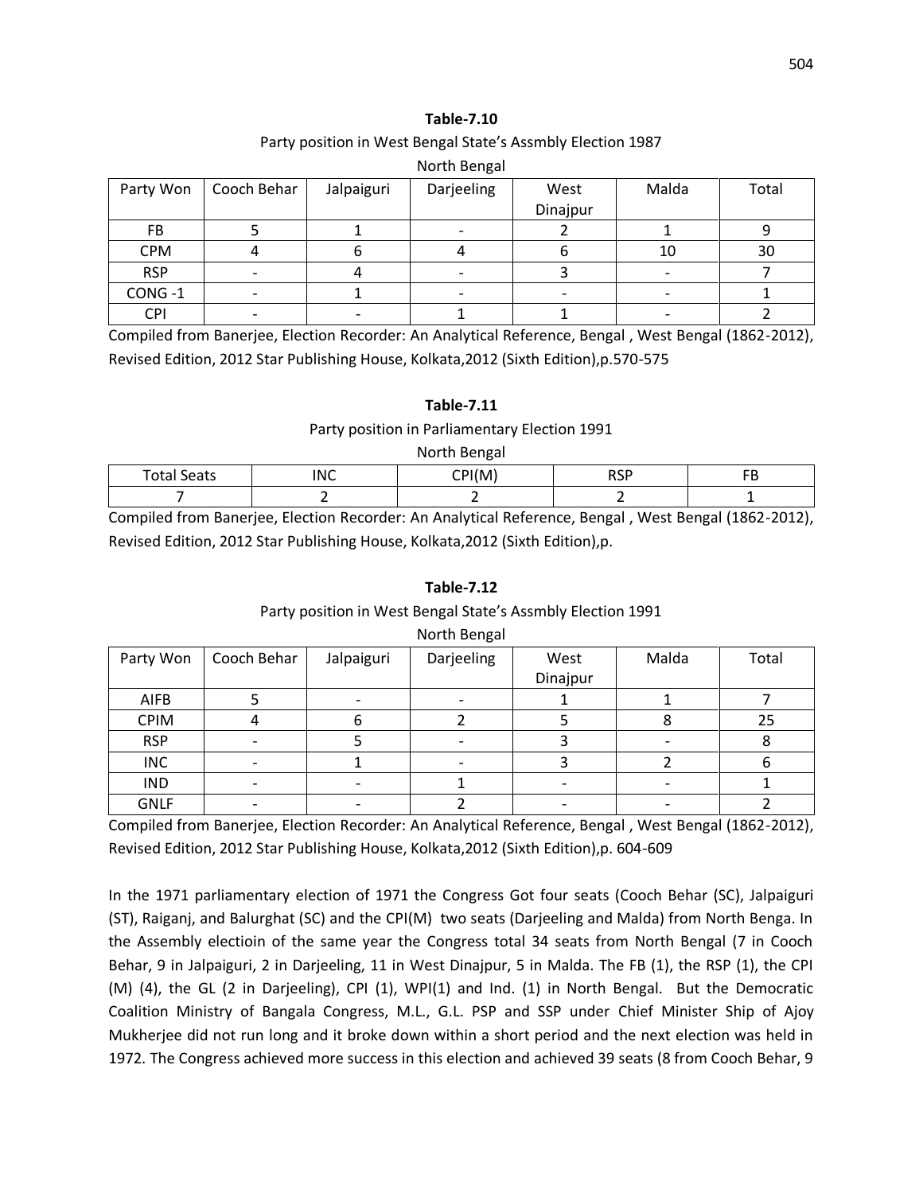**Table-7.10**

Party position in West Bengal State's Assmbly Election 1987

North Bengal

| Party Won | Cooch Behar | Jalpaiguri | Darjeeling | West Dinajpur | Malda | Total |
|---|---|---|---|---|---|---|
| FB | 5 | 1 | - | 2 | 1 | 9 |
| CPM | 4 | 6 | 4 | 6 | 10 | 30 |
| RSP | - | 4 | - | 3 | - | 7 |
| CONG -1 | - | 1 | - | - | - | 1 |
| CPI | - | - | 1 | 1 | - | 2 |

Compiled from Banerjee, Election Recorder: An Analytical Reference, Bengal , West Bengal (1862-2012), Revised Edition, 2012 Star Publishing House, Kolkata,2012 (Sixth Edition),p.570-575

**Table-7.11**

Party position in Parliamentary Election 1991

North Bengal

| Total Seats | INC | CPI(M) | RSP | FB |
|---|---|---|---|---|
| 7 | 2 | 2 | 2 | 1 |

Compiled from Banerjee, Election Recorder: An Analytical Reference, Bengal , West Bengal (1862-2012), Revised Edition, 2012 Star Publishing House, Kolkata,2012 (Sixth Edition),p.

**Table-7.12**

Party position in West Bengal State's Assmbly Election 1991

North Bengal

| Party Won | Cooch Behar | Jalpaiguri | Darjeeling | West Dinajpur | Malda | Total |
|---|---|---|---|---|---|---|
| AIFB | 5 | - | - | 1 | 1 | 7 |
| CPIM | 4 | 6 | 2 | 5 | 8 | 25 |
| RSP | - | 5 | - | 3 | - | 8 |
| INC | - | 1 | - | 3 | 2 | 6 |
| IND | - | - | 1 | - | - | 1 |
| GNLF | - | - | 2 | - | - | 2 |

Compiled from Banerjee, Election Recorder: An Analytical Reference, Bengal , West Bengal (1862-2012), Revised Edition, 2012 Star Publishing House, Kolkata,2012 (Sixth Edition),p. 604-609

In the 1971 parliamentary election of 1971 the Congress Got four seats (Cooch Behar (SC), Jalpaiguri (ST), Raiganj, and Balurghat (SC) and the CPI(M) two seats (Darjeeling and Malda) from North Benga. In the Assembly electioin of the same year the Congress total 34 seats from North Bengal (7 in Cooch Behar, 9 in Jalpaiguri, 2 in Darjeeling, 11 in West Dinajpur, 5 in Malda. The FB (1), the RSP (1), the CPI (M) (4), the GL (2 in Darjeeling), CPI (1), WPI(1) and Ind. (1) in North Bengal. But the Democratic Coalition Ministry of Bangala Congress, M.L., G.L. PSP and SSP under Chief Minister Ship of Ajoy Mukherjee did not run long and it broke down within a short period and the next election was held in 1972. The Congress achieved more success in this election and achieved 39 seats (8 from Cooch Behar, 9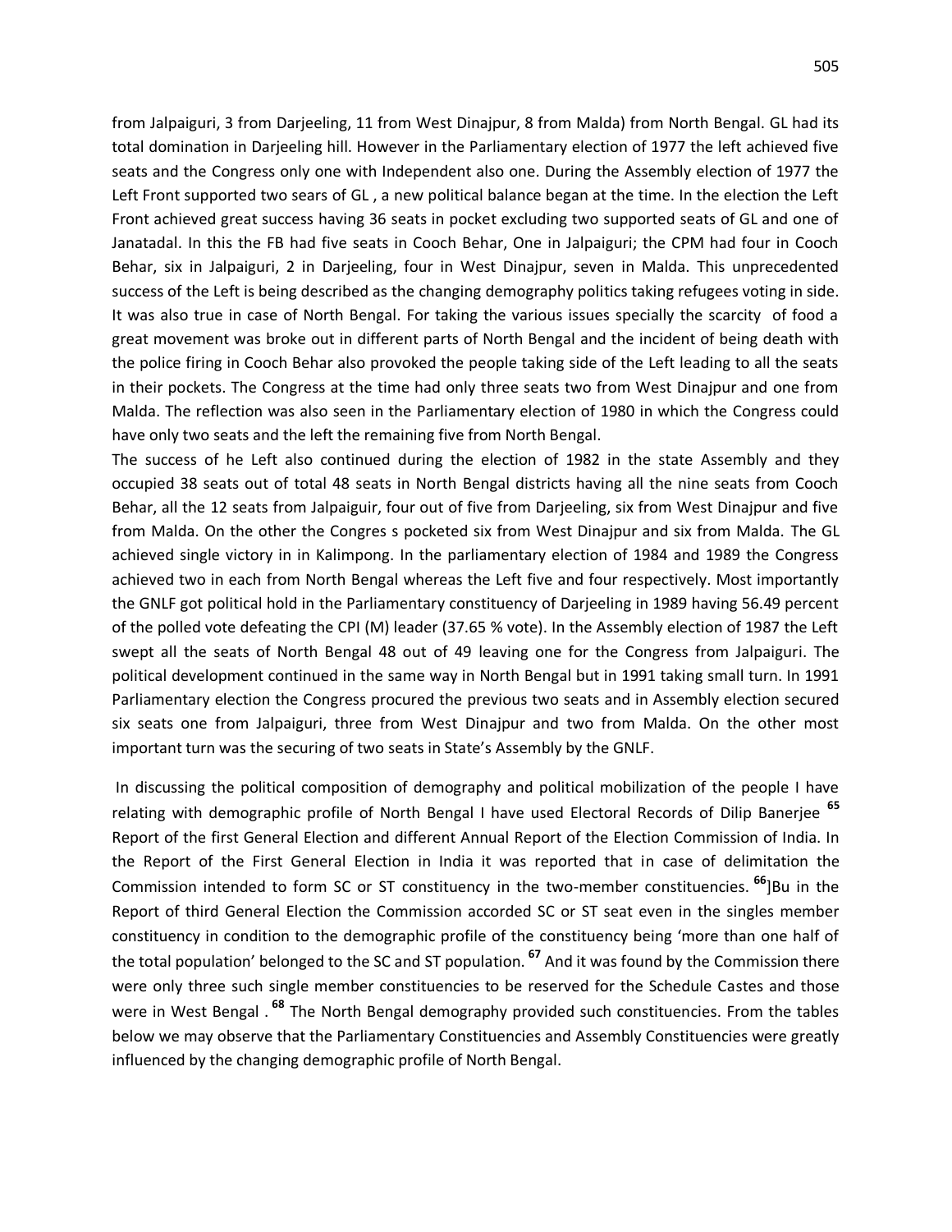from Jalpaiguri, 3 from Darjeeling, 11 from West Dinajpur, 8 from Malda) from North Bengal. GL had its total domination in Darjeeling hill. However in the Parliamentary election of 1977 the left achieved five seats and the Congress only one with Independent also one. During the Assembly election of 1977 the Left Front supported two sears of GL , a new political balance began at the time. In the election the Left Front achieved great success having 36 seats in pocket excluding two supported seats of GL and one of Janatadal. In this the FB had five seats in Cooch Behar, One in Jalpaiguri; the CPM had four in Cooch Behar, six in Jalpaiguri, 2 in Darjeeling, four in West Dinajpur, seven in Malda. This unprecedented success of the Left is being described as the changing demography politics taking refugees voting in side. It was also true in case of North Bengal. For taking the various issues specially the scarcity of food a great movement was broke out in different parts of North Bengal and the incident of being death with the police firing in Cooch Behar also provoked the people taking side of the Left leading to all the seats in their pockets. The Congress at the time had only three seats two from West Dinajpur and one from Malda. The reflection was also seen in the Parliamentary election of 1980 in which the Congress could have only two seats and the left the remaining five from North Bengal.

The success of he Left also continued during the election of 1982 in the state Assembly and they occupied 38 seats out of total 48 seats in North Bengal districts having all the nine seats from Cooch Behar, all the 12 seats from Jalpaiguir, four out of five from Darjeeling, six from West Dinajpur and five from Malda. On the other the Congres s pocketed six from West Dinajpur and six from Malda. The GL achieved single victory in in Kalimpong. In the parliamentary election of 1984 and 1989 the Congress achieved two in each from North Bengal whereas the Left five and four respectively. Most importantly the GNLF got political hold in the Parliamentary constituency of Darjeeling in 1989 having 56.49 percent of the polled vote defeating the CPI (M) leader (37.65 % vote). In the Assembly election of 1987 the Left swept all the seats of North Bengal 48 out of 49 leaving one for the Congress from Jalpaiguri. The political development continued in the same way in North Bengal but in 1991 taking small turn. In 1991 Parliamentary election the Congress procured the previous two seats and in Assembly election secured six seats one from Jalpaiguri, three from West Dinajpur and two from Malda. On the other most important turn was the securing of two seats in State's Assembly by the GNLF.

In discussing the political composition of demography and political mobilization of the people I have relating with demographic profile of North Bengal I have used Electoral Records of Dilip Banerjee [65] Report of the first General Election and different Annual Report of the Election Commission of India. In the Report of the First General Election in India it was reported that in case of delimitation the Commission intended to form SC or ST constituency in the two-member constituencies. [66]]Bu in the Report of third General Election the Commission accorded SC or ST seat even in the singles member constituency in condition to the demographic profile of the constituency being 'more than one half of the total population' belonged to the SC and ST population. [67] And it was found by the Commission there were only three such single member constituencies to be reserved for the Schedule Castes and those were in West Bengal . [68] The North Bengal demography provided such constituencies. From the tables below we may observe that the Parliamentary Constituencies and Assembly Constituencies were greatly influenced by the changing demographic profile of North Bengal.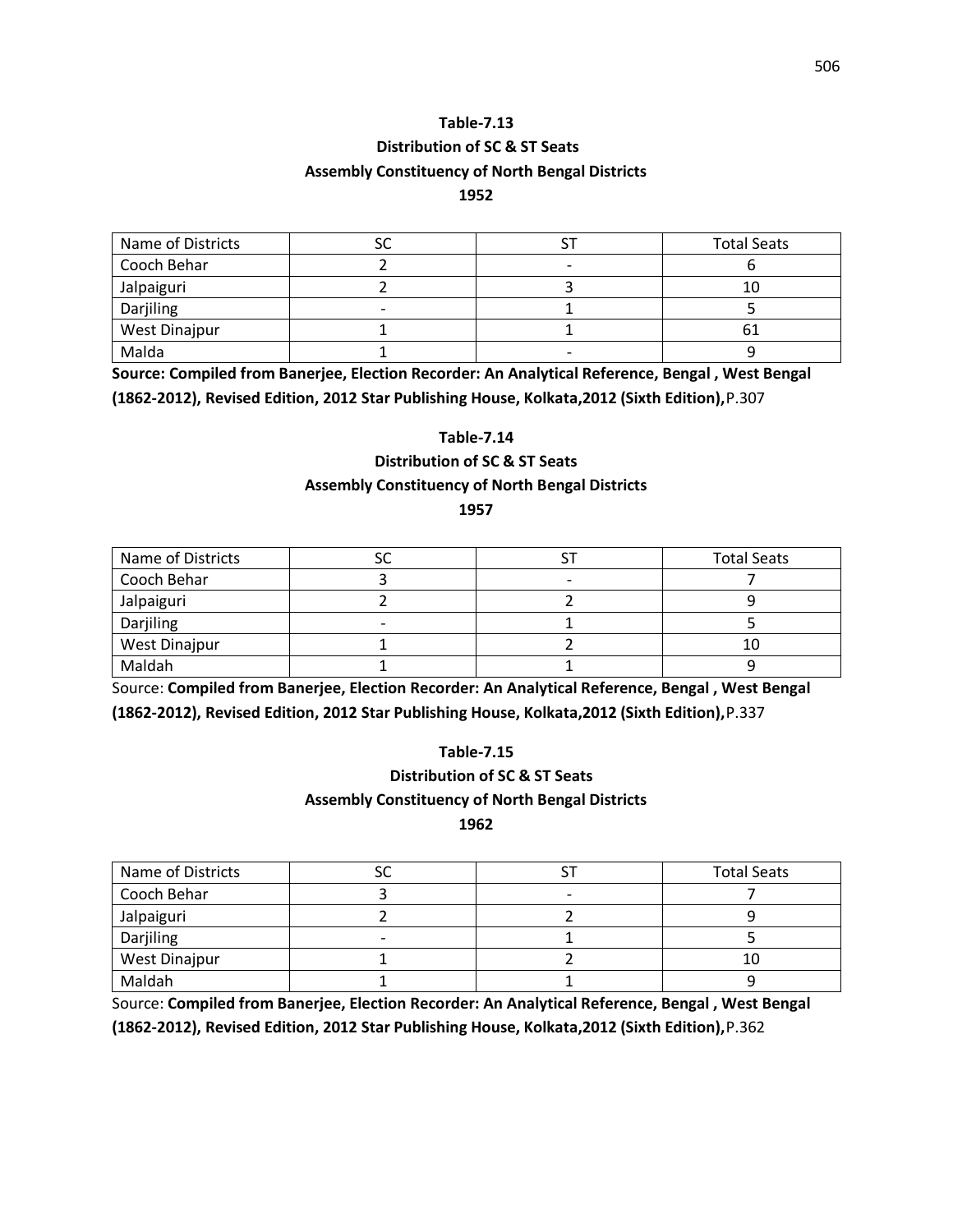**Table-7.13**

**Distribution of SC & ST Seats**

**Assembly Constituency of North Bengal Districts**

**1952**

| Name of Districts | SC | ST | Total Seats |
|---|---|---|---|
| Cooch Behar | 2 | - | 6 |
| Jalpaiguri | 2 | 3 | 10 |
| Darjiling | - | 1 | 5 |
| West Dinajpur | 1 | 1 | 61 |
| Malda | 1 | - | 9 |

**Source: Compiled from Banerjee, Election Recorder: An Analytical Reference, Bengal , West Bengal (1862-2012), Revised Edition, 2012 Star Publishing House, Kolkata,2012 (Sixth Edition),**P.307

**Table-7.14**

**Distribution of SC & ST Seats**

**Assembly Constituency of North Bengal Districts**

**1957**

| Name of Districts | SC | ST | Total Seats |
|---|---|---|---|
| Cooch Behar | 3 | - | 7 |
| Jalpaiguri | 2 | 2 | 9 |
| Darjiling | - | 1 | 5 |
| West Dinajpur | 1 | 2 | 10 |
| Maldah | 1 | 1 | 9 |

Source: **Compiled from Banerjee, Election Recorder: An Analytical Reference, Bengal , West Bengal (1862-2012), Revised Edition, 2012 Star Publishing House, Kolkata,2012 (Sixth Edition),**P.337

**Table-7.15**

**Distribution of SC & ST Seats**

**Assembly Constituency of North Bengal Districts**

**1962**

| Name of Districts | SC | ST | Total Seats |
|---|---|---|---|
| Cooch Behar | 3 | - | 7 |
| Jalpaiguri | 2 | 2 | 9 |
| Darjiling | - | 1 | 5 |
| West Dinajpur | 1 | 2 | 10 |
| Maldah | 1 | 1 | 9 |

Source: **Compiled from Banerjee, Election Recorder: An Analytical Reference, Bengal , West Bengal (1862-2012), Revised Edition, 2012 Star Publishing House, Kolkata,2012 (Sixth Edition),**P.362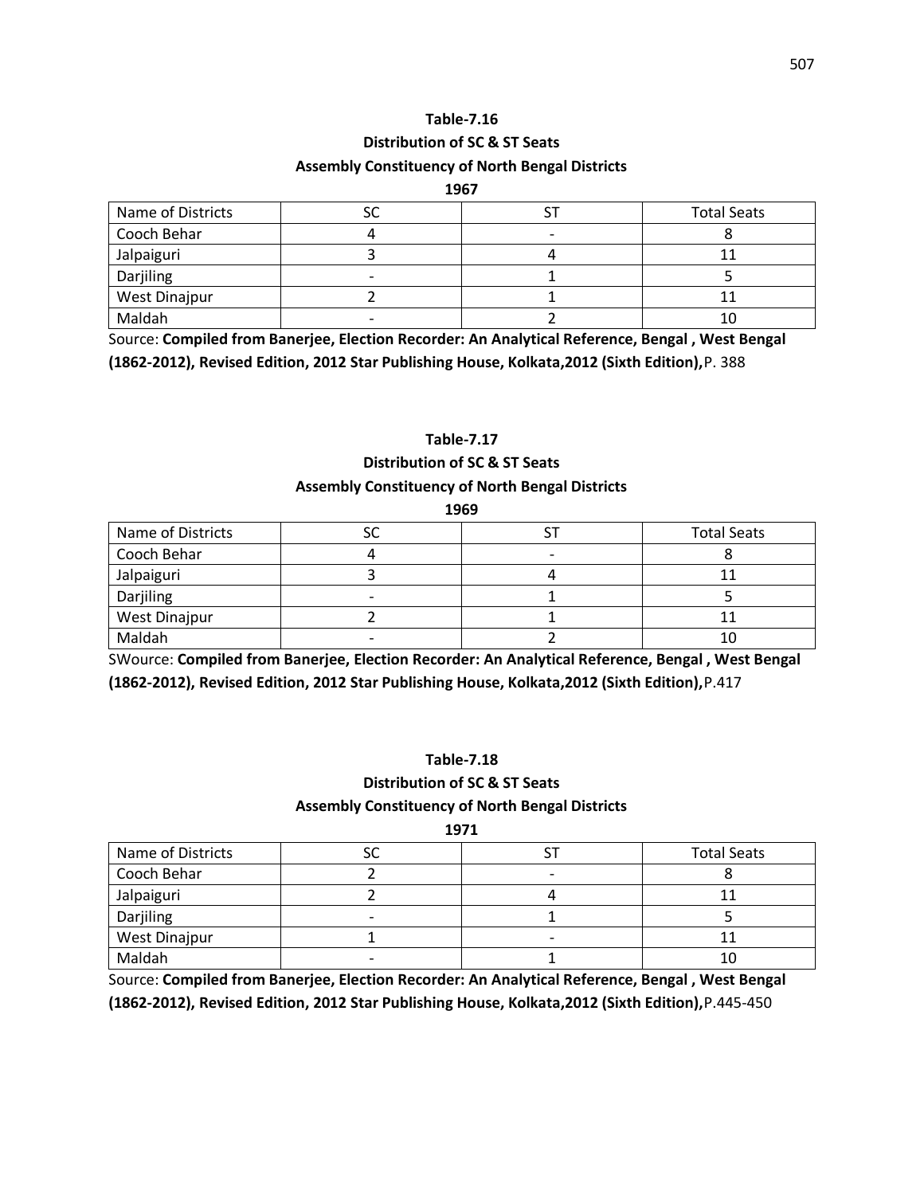**Table-7.16**

**Distribution of SC & ST Seats**

**Assembly Constituency of North Bengal Districts**

**1967**

| Name of Districts | SC | ST | Total Seats |
|---|---|---|---|
| Cooch Behar | 4 | - | 8 |
| Jalpaiguri | 3 | 4 | 11 |
| Darjiling | - | 1 | 5 |
| West Dinajpur | 2 | 1 | 11 |
| Maldah | - | 2 | 10 |

Source: **Compiled from Banerjee, Election Recorder: An Analytical Reference, Bengal , West Bengal (1862-2012), Revised Edition, 2012 Star Publishing House, Kolkata,2012 (Sixth Edition),** P. 388

**Table-7.17**

**Distribution of SC & ST Seats**

**Assembly Constituency of North Bengal Districts**

**1969**

| Name of Districts | SC | ST | Total Seats |
|---|---|---|---|
| Cooch Behar | 4 | - | 8 |
| Jalpaiguri | 3 | 4 | 11 |
| Darjiling | - | 1 | 5 |
| West Dinajpur | 2 | 1 | 11 |
| Maldah | - | 2 | 10 |

SWource: **Compiled from Banerjee, Election Recorder: An Analytical Reference, Bengal , West Bengal (1862-2012), Revised Edition, 2012 Star Publishing House, Kolkata,2012 (Sixth Edition),**P.417

**Table-7.18**

**Distribution of SC & ST Seats**

**Assembly Constituency of North Bengal Districts**

**1971**

| Name of Districts | SC | ST | Total Seats |
|---|---|---|---|
| Cooch Behar | 2 | - | 8 |
| Jalpaiguri | 2 | 4 | 11 |
| Darjiling | - | 1 | 5 |
| West Dinajpur | 1 | - | 11 |
| Maldah | - | 1 | 10 |

Source: **Compiled from Banerjee, Election Recorder: An Analytical Reference, Bengal , West Bengal (1862-2012), Revised Edition, 2012 Star Publishing House, Kolkata,2012 (Sixth Edition),**P.445-450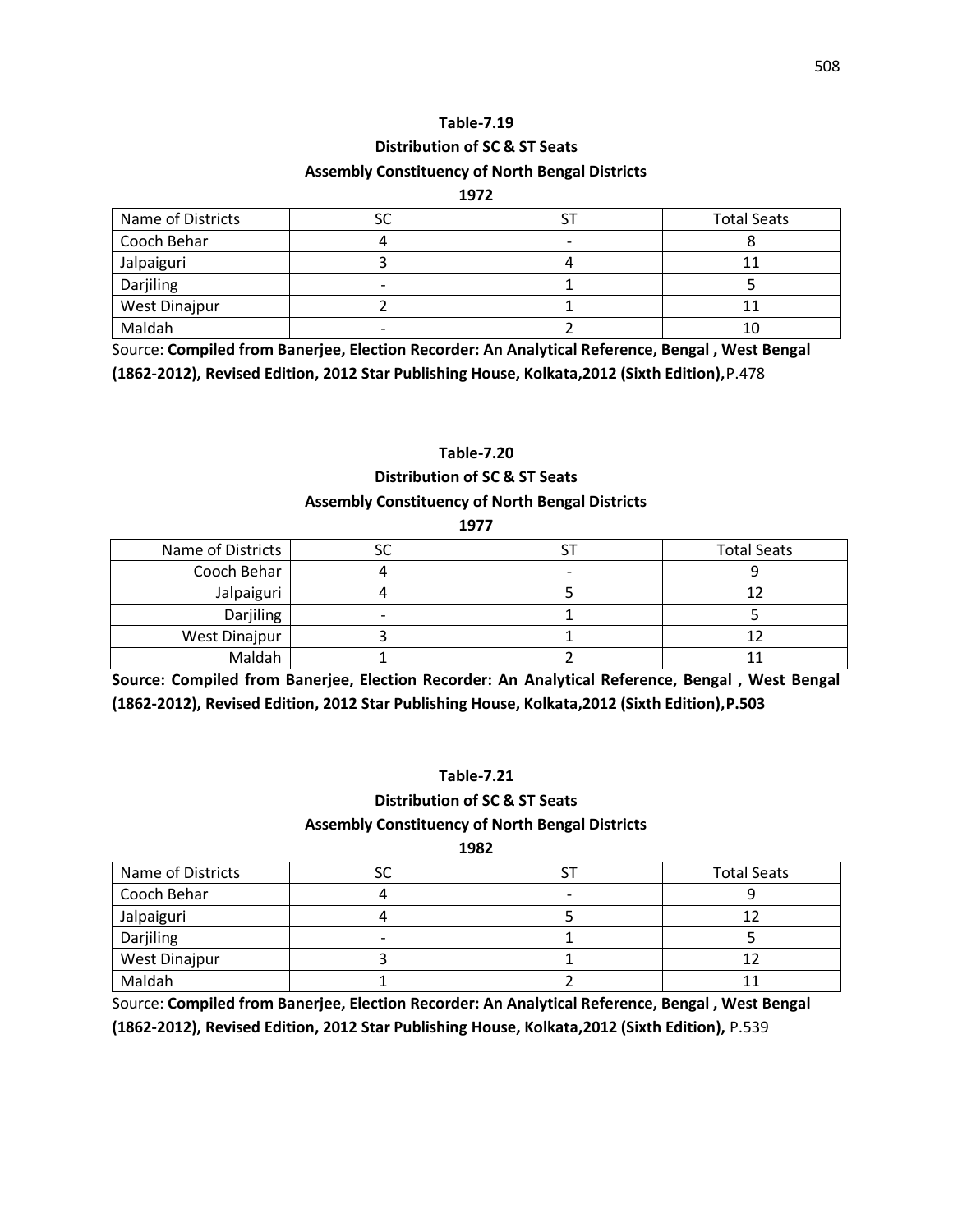**Table-7.19**

**Distribution of SC & ST Seats**

**Assembly Constituency of North Bengal Districts**

**1972**

| Name of Districts | SC | ST | Total Seats |
|---|---|---|---|
| Cooch Behar | 4 | - | 8 |
| Jalpaiguri | 3 | 4 | 11 |
| Darjiling | - | 1 | 5 |
| West Dinajpur | 2 | 1 | 11 |
| Maldah | - | 2 | 10 |

Source: **Compiled from Banerjee, Election Recorder: An Analytical Reference, Bengal , West Bengal (1862-2012), Revised Edition, 2012 Star Publishing House, Kolkata,2012 (Sixth Edition),** P.478

**Table-7.20**

**Distribution of SC & ST Seats**

**Assembly Constituency of North Bengal Districts**

**1977**

| Name of Districts | SC | ST | Total Seats |
|---|---|---|---|
| Cooch Behar | 4 | - | 9 |
| Jalpaiguri | 4 | 5 | 12 |
| Darjiling | - | 1 | 5 |
| West Dinajpur | 3 | 1 | 12 |
| Maldah | 1 | 2 | 11 |

**Source: Compiled from Banerjee, Election Recorder: An Analytical Reference, Bengal , West Bengal (1862-2012), Revised Edition, 2012 Star Publishing House, Kolkata,2012 (Sixth Edition),P.503**

**Table-7.21**

**Distribution of SC & ST Seats**

**Assembly Constituency of North Bengal Districts**

**1982**

| Name of Districts | SC | ST | Total Seats |
|---|---|---|---|
| Cooch Behar | 4 | - | 9 |
| Jalpaiguri | 4 | 5 | 12 |
| Darjiling | - | 1 | 5 |
| West Dinajpur | 3 | 1 | 12 |
| Maldah | 1 | 2 | 11 |

Source: **Compiled from Banerjee, Election Recorder: An Analytical Reference, Bengal , West Bengal (1862-2012), Revised Edition, 2012 Star Publishing House, Kolkata,2012 (Sixth Edition),** P.539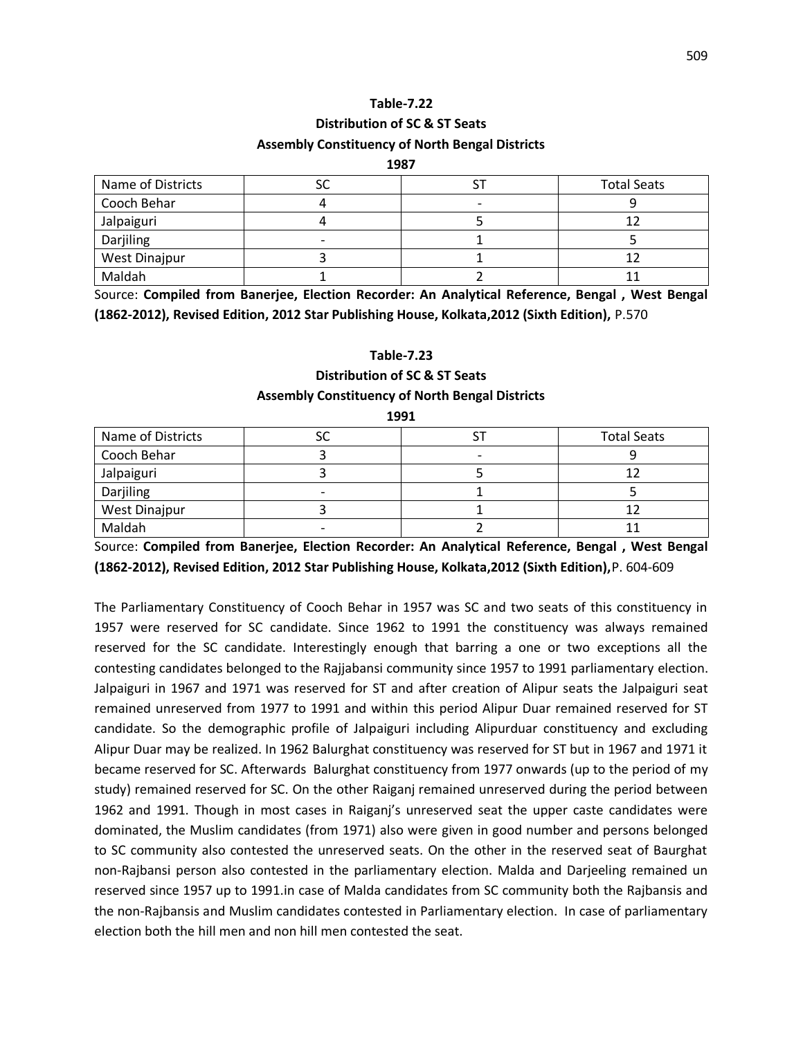**Table-7.22**

**Distribution of SC & ST Seats**

**Assembly Constituency of North Bengal Districts**

**1987**

| Name of Districts | SC | ST | Total Seats |
|---|---|---|---|
| Cooch Behar | 4 | - | 9 |
| Jalpaiguri | 4 | 5 | 12 |
| Darjiling | - | 1 | 5 |
| West Dinajpur | 3 | 1 | 12 |
| Maldah | 1 | 2 | 11 |

Source: **Compiled from Banerjee, Election Recorder: An Analytical Reference, Bengal , West Bengal (1862-2012), Revised Edition, 2012 Star Publishing House, Kolkata,2012 (Sixth Edition),** P.570

**Table-7.23**

**Distribution of SC & ST Seats**

**Assembly Constituency of North Bengal Districts**

**1991**

| Name of Districts | SC | ST | Total Seats |
|---|---|---|---|
| Cooch Behar | 3 | - | 9 |
| Jalpaiguri | 3 | 5 | 12 |
| Darjiling | - | 1 | 5 |
| West Dinajpur | 3 | 1 | 12 |
| Maldah | - | 2 | 11 |

Source: **Compiled from Banerjee, Election Recorder: An Analytical Reference, Bengal , West Bengal (1862-2012), Revised Edition, 2012 Star Publishing House, Kolkata,2012 (Sixth Edition),**P. 604-609

The Parliamentary Constituency of Cooch Behar in 1957 was SC and two seats of this constituency in 1957 were reserved for SC candidate. Since 1962 to 1991 the constituency was always remained reserved for the SC candidate. Interestingly enough that barring a one or two exceptions all the contesting candidates belonged to the Rajjabansi community since 1957 to 1991 parliamentary election. Jalpaiguri in 1967 and 1971 was reserved for ST and after creation of Alipur seats the Jalpaiguri seat remained unreserved from 1977 to 1991 and within this period Alipur Duar remained reserved for ST candidate. So the demographic profile of Jalpaiguri including Alipurduar constituency and excluding Alipur Duar may be realized. In 1962 Balurghat constituency was reserved for ST but in 1967 and 1971 it became reserved for SC. Afterwards Balurghat constituency from 1977 onwards (up to the period of my study) remained reserved for SC. On the other Raiganj remained unreserved during the period between 1962 and 1991. Though in most cases in Raiganj's unreserved seat the upper caste candidates were dominated, the Muslim candidates (from 1971) also were given in good number and persons belonged to SC community also contested the unreserved seats. On the other in the reserved seat of Baurghat non-Rajbansi person also contested in the parliamentary election. Malda and Darjeeling remained un reserved since 1957 up to 1991.in case of Malda candidates from SC community both the Rajbansis and the non-Rajbansis and Muslim candidates contested in Parliamentary election. In case of parliamentary election both the hill men and non hill men contested the seat.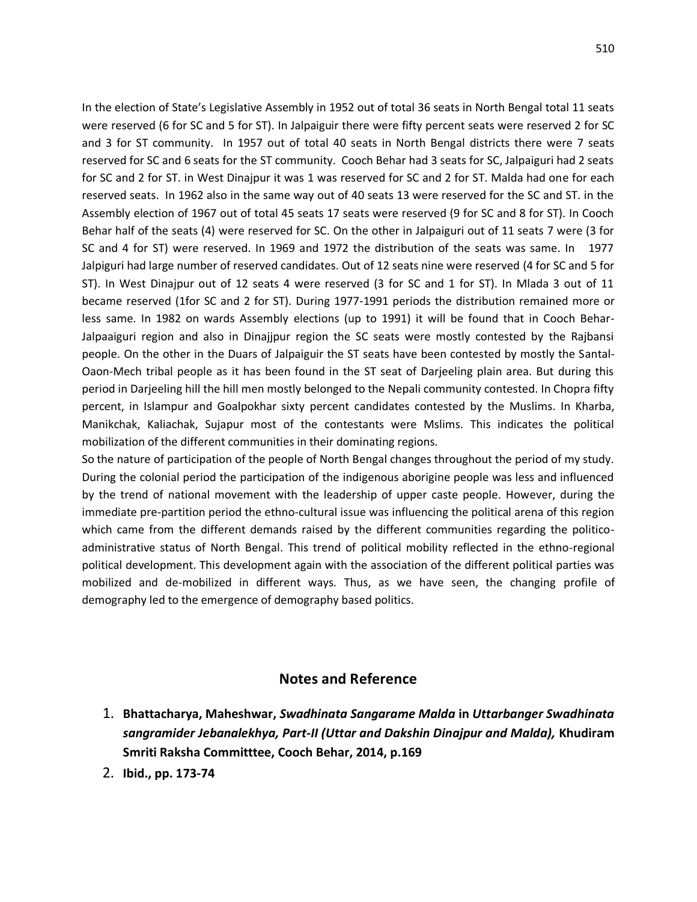In the election of State's Legislative Assembly in 1952 out of total 36 seats in North Bengal total 11 seats were reserved (6 for SC and 5 for ST). In Jalpaiguir there were fifty percent seats were reserved 2 for SC and 3 for ST community. In 1957 out of total 40 seats in North Bengal districts there were 7 seats reserved for SC and 6 seats for the ST community. Cooch Behar had 3 seats for SC, Jalpaiguri had 2 seats for SC and 2 for ST. in West Dinajpur it was 1 was reserved for SC and 2 for ST. Malda had one for each reserved seats. In 1962 also in the same way out of 40 seats 13 were reserved for the SC and ST. in the Assembly election of 1967 out of total 45 seats 17 seats were reserved (9 for SC and 8 for ST). In Cooch Behar half of the seats (4) were reserved for SC. On the other in Jalpaiguri out of 11 seats 7 were (3 for SC and 4 for ST) were reserved. In 1969 and 1972 the distribution of the seats was same. In 1977 Jalpiguri had large number of reserved candidates. Out of 12 seats nine were reserved (4 for SC and 5 for ST). In West Dinajpur out of 12 seats 4 were reserved (3 for SC and 1 for ST). In Mlada 3 out of 11 became reserved (1for SC and 2 for ST). During 1977-1991 periods the distribution remained more or less same. In 1982 on wards Assembly elections (up to 1991) it will be found that in Cooch Behar-Jalpaaiguri region and also in Dinajjpur region the SC seats were mostly contested by the Rajbansi people. On the other in the Duars of Jalpaiguir the ST seats have been contested by mostly the Santal-Oaon-Mech tribal people as it has been found in the ST seat of Darjeeling plain area. But during this period in Darjeeling hill the hill men mostly belonged to the Nepali community contested. In Chopra fifty percent, in Islampur and Goalpokhar sixty percent candidates contested by the Muslims. In Kharba, Manikchak, Kaliachak, Sujapur most of the contestants were Mslims. This indicates the political mobilization of the different communities in their dominating regions.

So the nature of participation of the people of North Bengal changes throughout the period of my study. During the colonial period the participation of the indigenous aborigine people was less and influenced by the trend of national movement with the leadership of upper caste people. However, during the immediate pre-partition period the ethno-cultural issue was influencing the political arena of this region which came from the different demands raised by the different communities regarding the politico-administrative status of North Bengal. This trend of political mobility reflected in the ethno-regional political development. This development again with the association of the different political parties was mobilized and de-mobilized in different ways. Thus, as we have seen, the changing profile of demography led to the emergence of demography based politics.

## Notes and Reference

1. **Bhattacharya, Maheshwar, *Swadhinata Sangarame Malda* in *Uttarbanger Swadhinata sangramider Jebanalekhya, Part-II (Uttar and Dakshin Dinajpur and Malda),* Khudiram Smriti Raksha Committtee, Cooch Behar, 2014, p.169**
2. **Ibid., pp. 173-74**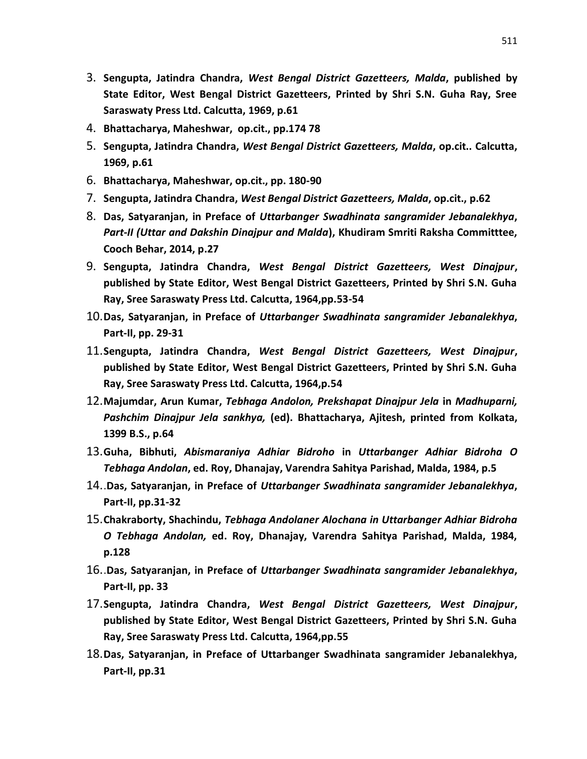3. **Sengupta, Jatindra Chandra, *West Bengal District Gazetteers, Malda*, published by State Editor, West Bengal District Gazetteers, Printed by Shri S.N. Guha Ray, Sree Saraswaty Press Ltd. Calcutta, 1969, p.61**
4. **Bhattacharya, Maheshwar, op.cit., pp.174 78**
5. **Sengupta, Jatindra Chandra, *West Bengal District Gazetteers, Malda*, op.cit.. Calcutta, 1969, p.61**
6. **Bhattacharya, Maheshwar, op.cit., pp. 180-90**
7. **Sengupta, Jatindra Chandra, *West Bengal District Gazetteers, Malda*, op.cit., p.62**
8. **Das, Satyaranjan, in Preface of *Uttarbanger Swadhinata sangramider Jebanalekhya*, *Part-II (Uttar and Dakshin Dinajpur and Malda*), Khudiram Smriti Raksha Committtee, Cooch Behar, 2014, p.27**
9. **Sengupta, Jatindra Chandra, *West Bengal District Gazetteers, West Dinajpur*, published by State Editor, West Bengal District Gazetteers, Printed by Shri S.N. Guha Ray, Sree Saraswaty Press Ltd. Calcutta, 1964,pp.53-54**
10. **Das, Satyaranjan, in Preface of *Uttarbanger Swadhinata sangramider Jebanalekhya*, Part-II, pp. 29-31**
11. **Sengupta, Jatindra Chandra, *West Bengal District Gazetteers, West Dinajpur*, published by State Editor, West Bengal District Gazetteers, Printed by Shri S.N. Guha Ray, Sree Saraswaty Press Ltd. Calcutta, 1964,p.54**
12. **Majumdar, Arun Kumar, *Tebhaga Andolon, Prekshapat Dinajpur Jela* in *Madhuparni, Pashchim Dinajpur Jela sankhya,* (ed). Bhattacharya, Ajitesh, printed from Kolkata, 1399 B.S., p.64**
13. **Guha, Bibhuti, *Abismaraniya Adhiar Bidroho* in *Uttarbanger Adhiar Bidroha O Tebhaga Andolan*, ed. Roy, Dhanajay, Varendra Sahitya Parishad, Malda, 1984, p.5**
14. ..**Das, Satyaranjan, in Preface of *Uttarbanger Swadhinata sangramider Jebanalekhya*, Part-II, pp.31-32**
15. **Chakraborty, Shachindu, *Tebhaga Andolaner Alochana in Uttarbanger Adhiar Bidroha O Tebhaga Andolan,* ed. Roy, Dhanajay, Varendra Sahitya Parishad, Malda, 1984, p.128**
16. ..**Das, Satyaranjan, in Preface of *Uttarbanger Swadhinata sangramider Jebanalekhya*, Part-II, pp. 33**
17. **Sengupta, Jatindra Chandra, *West Bengal District Gazetteers, West Dinajpur*, published by State Editor, West Bengal District Gazetteers, Printed by Shri S.N. Guha Ray, Sree Saraswaty Press Ltd. Calcutta, 1964,pp.55**
18. **Das, Satyaranjan, in Preface of Uttarbanger Swadhinata sangramider Jebanalekhya, Part-II, pp.31**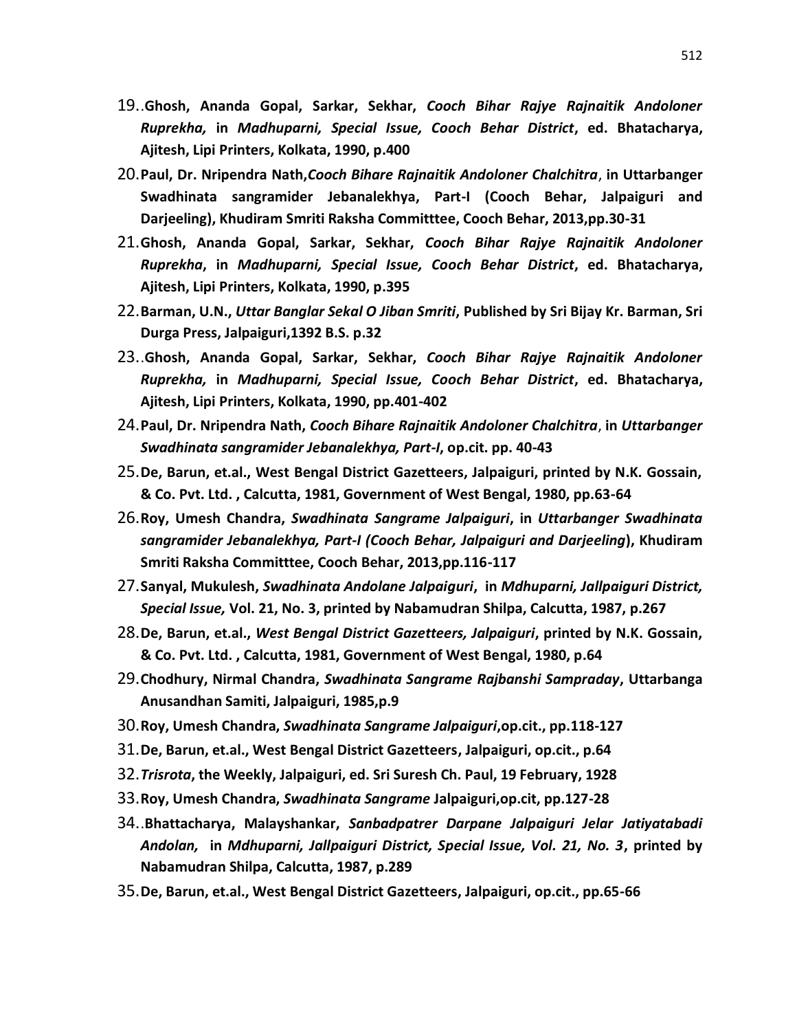19. ..**Ghosh, Ananda Gopal, Sarkar, Sekhar,** ***Cooch Bihar Rajye Rajnaitik Andoloner Ruprekha,*** **in** ***Madhuparni, Special Issue, Cooch Behar District*****, ed. Bhatacharya, Ajitesh, Lipi Printers, Kolkata, 1990, p.400**
20. **Paul, Dr. Nripendra Nath,*****Cooch Bihare Rajnaitik Andoloner Chalchitra*****, in Uttarbanger Swadhinata sangramider Jebanalekhya, Part-I (Cooch Behar, Jalpaiguri and Darjeeling), Khudiram Smriti Raksha Committtee, Cooch Behar, 2013,pp.30-31**
21. **Ghosh, Ananda Gopal, Sarkar, Sekhar,** ***Cooch Bihar Rajye Rajnaitik Andoloner Ruprekha*****, in** ***Madhuparni, Special Issue, Cooch Behar District*****, ed. Bhatacharya, Ajitesh, Lipi Printers, Kolkata, 1990, p.395**
22. **Barman, U.N.,** ***Uttar Banglar Sekal O Jiban Smriti*****, Published by Sri Bijay Kr. Barman, Sri Durga Press, Jalpaiguri,1392 B.S. p.32**
23. ..**Ghosh, Ananda Gopal, Sarkar, Sekhar,** ***Cooch Bihar Rajye Rajnaitik Andoloner Ruprekha,*** **in** ***Madhuparni, Special Issue, Cooch Behar District*****, ed. Bhatacharya, Ajitesh, Lipi Printers, Kolkata, 1990, pp.401-402**
24. **Paul, Dr. Nripendra Nath,** ***Cooch Bihare Rajnaitik Andoloner Chalchitra*****, in** ***Uttarbanger Swadhinata sangramider Jebanalekhya, Part-I*****, op.cit. pp. 40-43**
25. **De, Barun, et.al., West Bengal District Gazetteers, Jalpaiguri, printed by N.K. Gossain, & Co. Pvt. Ltd. , Calcutta, 1981, Government of West Bengal, 1980, pp.63-64**
26. **Roy, Umesh Chandra,** ***Swadhinata Sangrame Jalpaiguri*****, in** ***Uttarbanger Swadhinata sangramider Jebanalekhya, Part-I (Cooch Behar, Jalpaiguri and Darjeeling*****), Khudiram Smriti Raksha Committtee, Cooch Behar, 2013,pp.116-117**
27. **Sanyal, Mukulesh,** ***Swadhinata Andolane Jalpaiguri*****, in** ***Mdhuparni, Jallpaiguri District, Special Issue,*** **Vol. 21, No. 3, printed by Nabamudran Shilpa, Calcutta, 1987, p.267**
28. **De, Barun, et.al.,** ***West Bengal District Gazetteers, Jalpaiguri*****, printed by N.K. Gossain, & Co. Pvt. Ltd. , Calcutta, 1981, Government of West Bengal, 1980, p.64**
29. **Chodhury, Nirmal Chandra,** ***Swadhinata Sangrame Rajbanshi Sampraday*****, Uttarbanga Anusandhan Samiti, Jalpaiguri, 1985,p.9**
30. **Roy, Umesh Chandra,** ***Swadhinata Sangrame Jalpaiguri*****,op.cit., pp.118-127**
31. **De, Barun, et.al., West Bengal District Gazetteers, Jalpaiguri, op.cit., p.64**
32. ***Trisrota*****, the Weekly, Jalpaiguri, ed. Sri Suresh Ch. Paul, 19 February, 1928**
33. **Roy, Umesh Chandra,** ***Swadhinata Sangrame*** **Jalpaiguri,op.cit, pp.127-28**
34. ..**Bhattacharya, Malayshankar,** ***Sanbadpatrer Darpane Jalpaiguri Jelar Jatiyatabadi Andolan,*** **in** ***Mdhuparni, Jallpaiguri District, Special Issue, Vol. 21, No. 3*****, printed by Nabamudran Shilpa, Calcutta, 1987, p.289**
35. **De, Barun, et.al., West Bengal District Gazetteers, Jalpaiguri, op.cit., pp.65-66**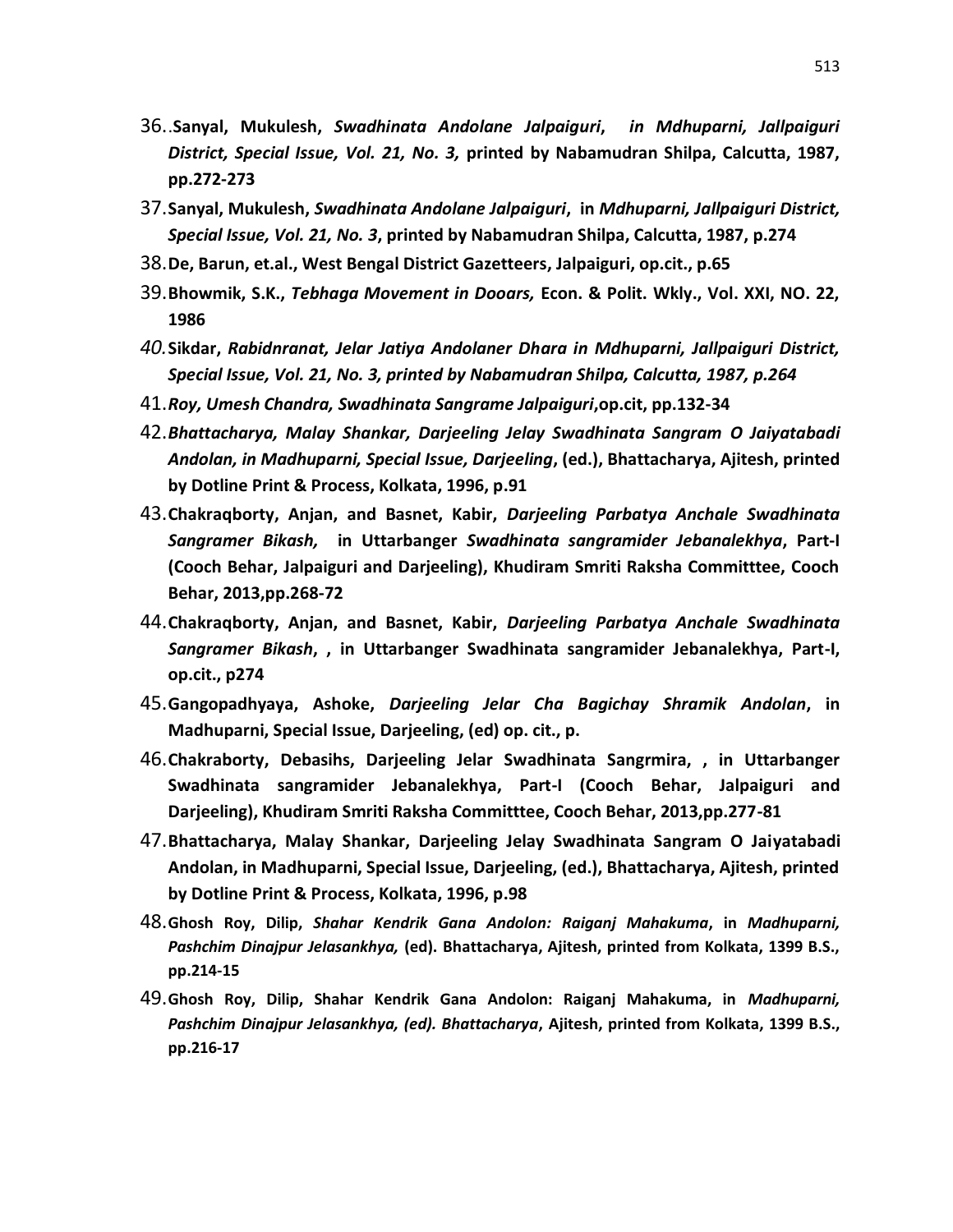36. ..**Sanyal, Mukulesh,** ***Swadhinata Andolane Jalpaiguri*****,** ***in Mdhuparni, Jallpaiguri District, Special Issue, Vol. 21, No. 3,*** **printed by Nabamudran Shilpa, Calcutta, 1987, pp.272-273**

37. **Sanyal, Mukulesh,** ***Swadhinata Andolane Jalpaiguri*****, in** ***Mdhuparni, Jallpaiguri District, Special Issue, Vol. 21, No. 3*****, printed by Nabamudran Shilpa, Calcutta, 1987, p.274**

38. **De, Barun, et.al., West Bengal District Gazetteers, Jalpaiguri, op.cit., p.65**

39. **Bhowmik, S.K.,** ***Tebhaga Movement in Dooars,*** **Econ. & Polit. Wkly., Vol. XXI, NO. 22, 1986**

40. **Sikdar,** ***Rabidnranat, Jelar Jatiya Andolaner Dhara in Mdhuparni, Jallpaiguri District, Special Issue, Vol. 21, No. 3, printed by Nabamudran Shilpa, Calcutta, 1987, p.264***

41. ***Roy, Umesh Chandra, Swadhinata Sangrame Jalpaiguri*****,op.cit, pp.132-34**

42. ***Bhattacharya, Malay Shankar, Darjeeling Jelay Swadhinata Sangram O Jaiyatabadi Andolan, in Madhuparni, Special Issue, Darjeeling*****, (ed.), Bhattacharya, Ajitesh, printed by Dotline Print & Process, Kolkata, 1996, p.91**

43. **Chakraqborty, Anjan, and Basnet, Kabir,** ***Darjeeling Parbatya Anchale Swadhinata Sangramer Bikash,*** **in Uttarbanger** ***Swadhinata sangramider Jebanalekhya*****, Part-I (Cooch Behar, Jalpaiguri and Darjeeling), Khudiram Smriti Raksha Committtee, Cooch Behar, 2013,pp.268-72**

44. **Chakraqborty, Anjan, and Basnet, Kabir,** ***Darjeeling Parbatya Anchale Swadhinata Sangramer Bikash*****, , in Uttarbanger Swadhinata sangramider Jebanalekhya, Part-I, op.cit., p274**

45. **Gangopadhyaya, Ashoke,** ***Darjeeling Jelar Cha Bagichay Shramik Andolan*****, in Madhuparni, Special Issue, Darjeeling, (ed) op. cit., p.**

46. **Chakraborty, Debasihs, Darjeeling Jelar Swadhinata Sangrmira, , in Uttarbanger Swadhinata sangramider Jebanalekhya, Part-I (Cooch Behar, Jalpaiguri and Darjeeling), Khudiram Smriti Raksha Committtee, Cooch Behar, 2013,pp.277-81**

47. **Bhattacharya, Malay Shankar, Darjeeling Jelay Swadhinata Sangram O Jaiyatabadi Andolan, in Madhuparni, Special Issue, Darjeeling, (ed.), Bhattacharya, Ajitesh, printed by Dotline Print & Process, Kolkata, 1996, p.98**

48. **Ghosh Roy, Dilip,** ***Shahar Kendrik Gana Andolon: Raiganj Mahakuma*****, in** ***Madhuparni, Pashchim Dinajpur Jelasankhya,*** **(ed). Bhattacharya, Ajitesh, printed from Kolkata, 1399 B.S., pp.214-15**

49. **Ghosh Roy, Dilip, Shahar Kendrik Gana Andolon: Raiganj Mahakuma, in** ***Madhuparni, Pashchim Dinajpur Jelasankhya, (ed). Bhattacharya*****, Ajitesh, printed from Kolkata, 1399 B.S., pp.216-17**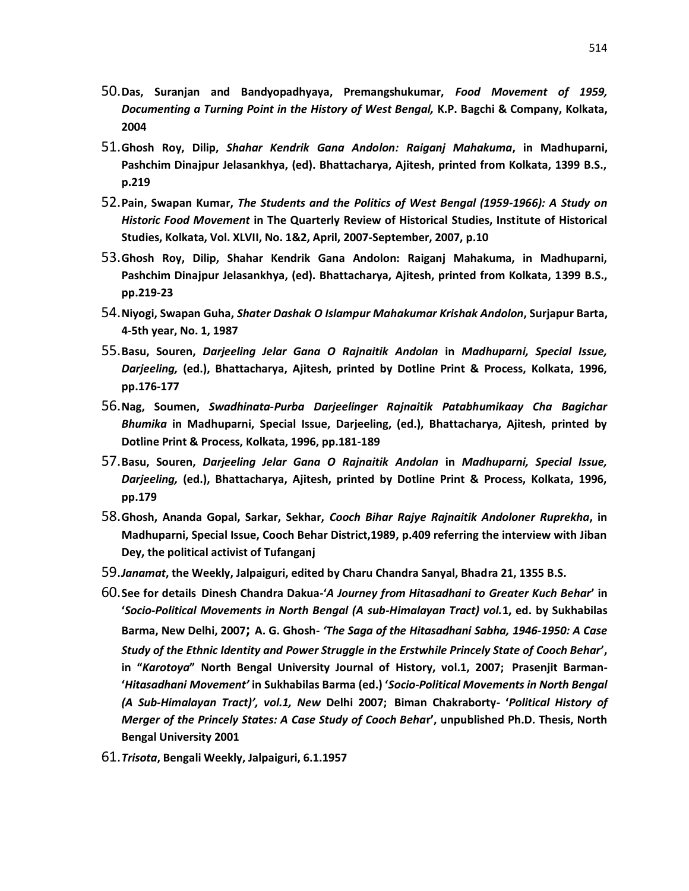50. **Das, Suranjan and Bandyopadhyaya, Premangshukumar, *Food Movement of 1959, Documenting a Turning Point in the History of West Bengal,* K.P. Bagchi & Company, Kolkata, 2004**
51. **Ghosh Roy, Dilip, *Shahar Kendrik Gana Andolon: Raiganj Mahakuma*, in Madhuparni, Pashchim Dinajpur Jelasankhya, (ed). Bhattacharya, Ajitesh, printed from Kolkata, 1399 B.S., p.219**
52. **Pain, Swapan Kumar, *The Students and the Politics of West Bengal (1959-1966): A Study on Historic Food Movement* in The Quarterly Review of Historical Studies, Institute of Historical Studies, Kolkata, Vol. XLVII, No. 1&2, April, 2007-September, 2007, p.10**
53. **Ghosh Roy, Dilip, Shahar Kendrik Gana Andolon: Raiganj Mahakuma, in Madhuparni, Pashchim Dinajpur Jelasankhya, (ed). Bhattacharya, Ajitesh, printed from Kolkata, 1399 B.S., pp.219-23**
54. **Niyogi, Swapan Guha, *Shater Dashak O Islampur Mahakumar Krishak Andolon*, Surjapur Barta, 4-5th year, No. 1, 1987**
55. **Basu, Souren, *Darjeeling Jelar Gana O Rajnaitik Andolan* in *Madhuparni, Special Issue, Darjeeling,* (ed.), Bhattacharya, Ajitesh, printed by Dotline Print & Process, Kolkata, 1996, pp.176-177**
56. **Nag, Soumen, *Swadhinata-Purba Darjeelinger Rajnaitik Patabhumikaay Cha Bagichar Bhumika* in Madhuparni, Special Issue, Darjeeling, (ed.), Bhattacharya, Ajitesh, printed by Dotline Print & Process, Kolkata, 1996, pp.181-189**
57. **Basu, Souren, *Darjeeling Jelar Gana O Rajnaitik Andolan* in *Madhuparni, Special Issue, Darjeeling,* (ed.), Bhattacharya, Ajitesh, printed by Dotline Print & Process, Kolkata, 1996, pp.179**
58. **Ghosh, Ananda Gopal, Sarkar, Sekhar, *Cooch Bihar Rajye Rajnaitik Andoloner Ruprekha*, in Madhuparni, Special Issue, Cooch Behar District,1989, p.409 referring the interview with Jiban Dey, the political activist of Tufanganj**
59. ***Janamat*, the Weekly, Jalpaiguri, edited by Charu Chandra Sanyal, Bhadra 21, 1355 B.S.**
60. **See for details Dinesh Chandra Dakua-'*A Journey from Hitasadhani to Greater Kuch Behar*' in '*Socio-Political Movements in North Bengal (A sub-Himalayan Tract) vol.*1, ed. by Sukhabilas Barma, New Delhi, 2007; A. G. Ghosh- *'The Saga of the Hitasadhani Sabha, 1946-1950: A Case Study of the Ethnic Identity and Power Struggle in the Erstwhile Princely State of Cooch Behar*', in "*Karotoya*" North Bengal University Journal of History, vol.1, 2007; Prasenjit Barman- '*Hitasadhani Movement'* in Sukhabilas Barma (ed.) '*Socio-Political Movements in North Bengal (A Sub-Himalayan Tract)', vol.1, New* Delhi 2007; Biman Chakraborty- '*Political History of Merger of the Princely States: A Case Study of Cooch Behar*', unpublished Ph.D. Thesis, North Bengal University 2001**
61. ***Trisota*, Bengali Weekly, Jalpaiguri, 6.1.1957**